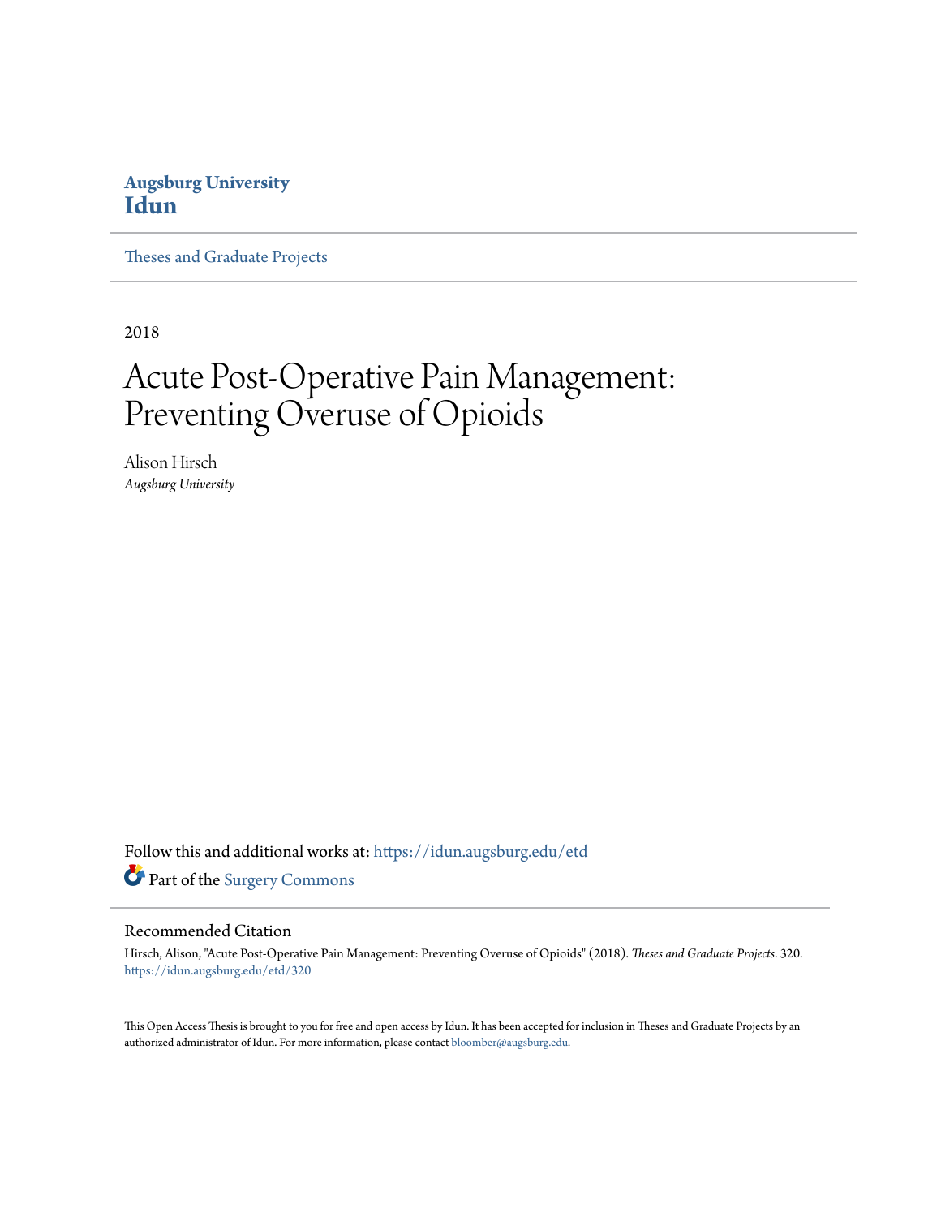**Augsburg University**
**Idun**

Theses and Graduate Projects

---

2018

# Acute Post-Operative Pain Management: Preventing Overuse of Opioids

Alison Hirsch
*Augsburg University*

Follow this and additional works at: https://idun.augsburg.edu/etd

Part of the Surgery Commons

---

## Recommended Citation

Hirsch, Alison, "Acute Post-Operative Pain Management: Preventing Overuse of Opioids" (2018). *Theses and Graduate Projects*. 320.
https://idun.augsburg.edu/etd/320

This Open Access Thesis is brought to you for free and open access by Idun. It has been accepted for inclusion in Theses and Graduate Projects by an authorized administrator of Idun. For more information, please contact bloomber@augsburg.edu.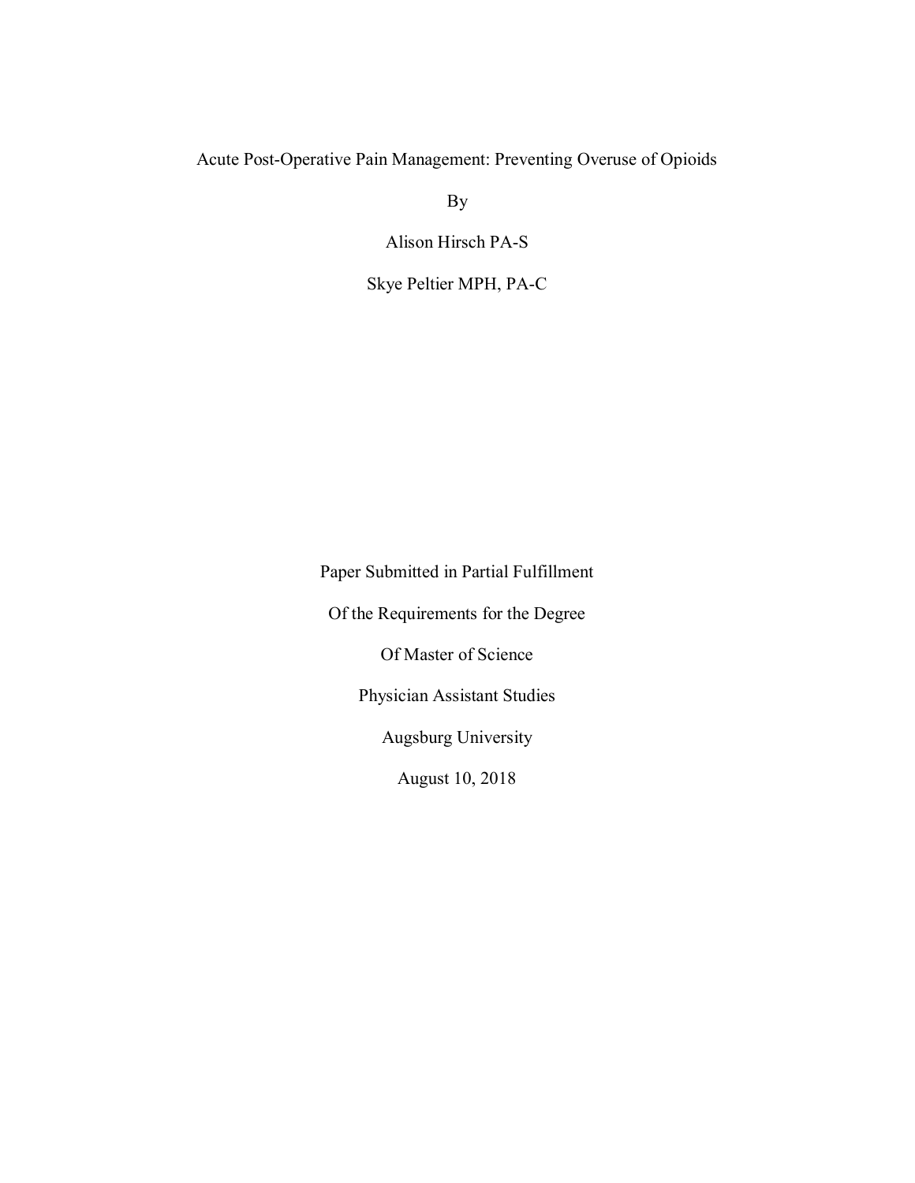# Acute Post-Operative Pain Management: Preventing Overuse of Opioids

By

Alison Hirsch PA-S

Skye Peltier MPH, PA-C

Paper Submitted in Partial Fulfillment

Of the Requirements for the Degree

Of Master of Science

Physician Assistant Studies

Augsburg University

August 10, 2018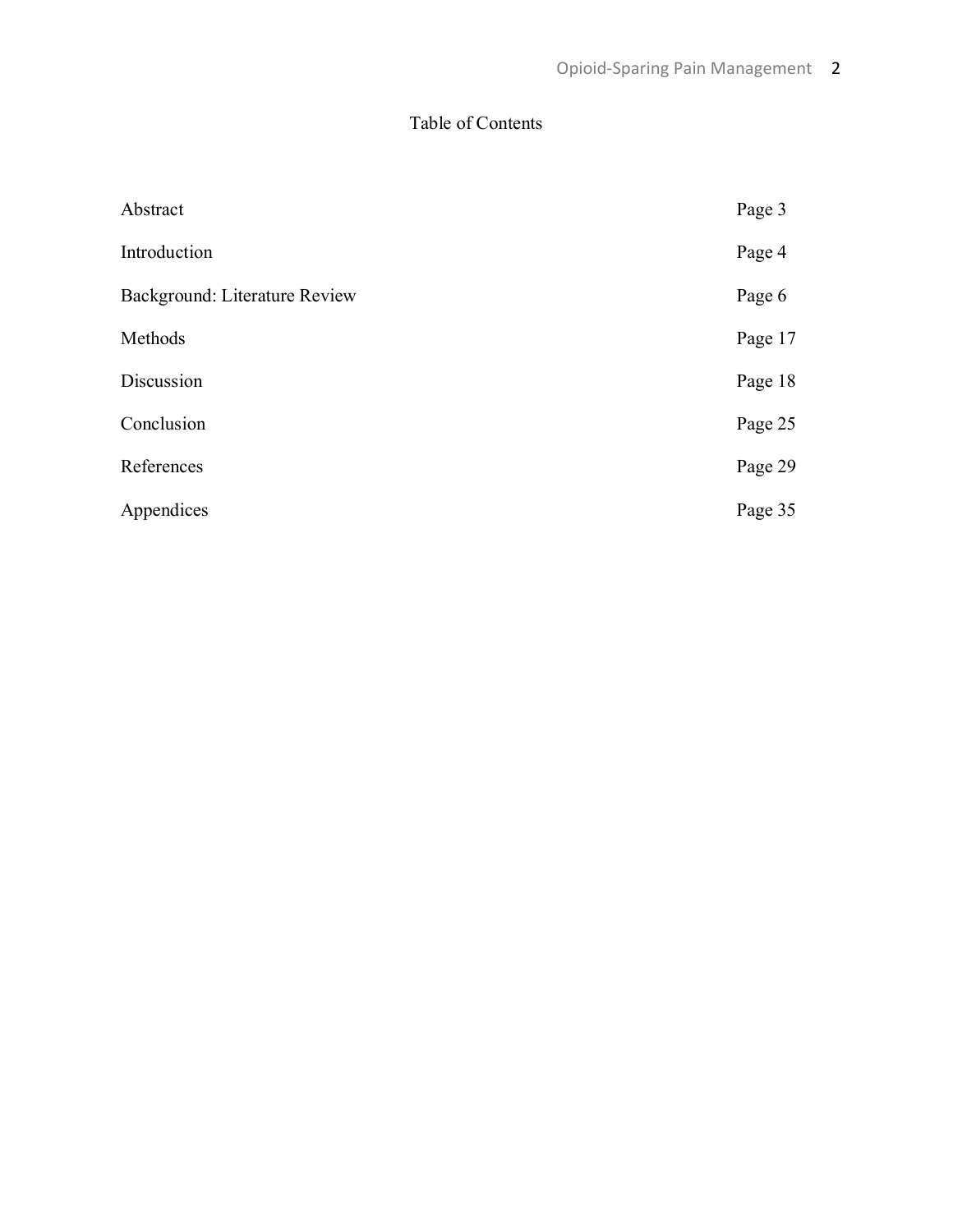# Table of Contents

| | |
|---|---|
| Abstract | Page 3 |
| Introduction | Page 4 |
| Background: Literature Review | Page 6 |
| Methods | Page 17 |
| Discussion | Page 18 |
| Conclusion | Page 25 |
| References | Page 29 |
| Appendices | Page 35 |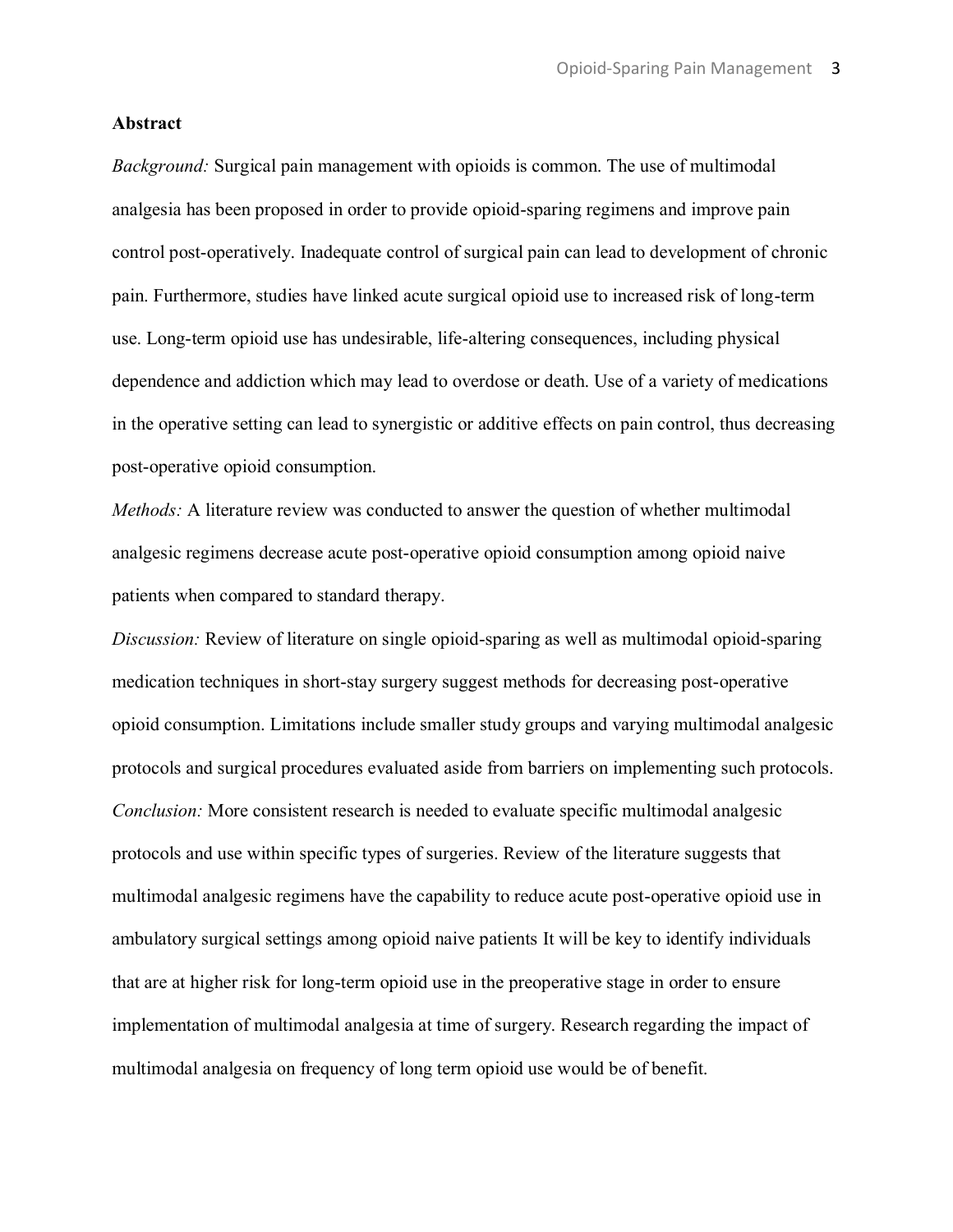## Abstract

*Background:* Surgical pain management with opioids is common. The use of multimodal analgesia has been proposed in order to provide opioid-sparing regimens and improve pain control post-operatively. Inadequate control of surgical pain can lead to development of chronic pain. Furthermore, studies have linked acute surgical opioid use to increased risk of long-term use. Long-term opioid use has undesirable, life-altering consequences, including physical dependence and addiction which may lead to overdose or death. Use of a variety of medications in the operative setting can lead to synergistic or additive effects on pain control, thus decreasing post-operative opioid consumption.

*Methods:* A literature review was conducted to answer the question of whether multimodal analgesic regimens decrease acute post-operative opioid consumption among opioid naive patients when compared to standard therapy.

*Discussion:* Review of literature on single opioid-sparing as well as multimodal opioid-sparing medication techniques in short-stay surgery suggest methods for decreasing post-operative opioid consumption. Limitations include smaller study groups and varying multimodal analgesic protocols and surgical procedures evaluated aside from barriers on implementing such protocols.

*Conclusion:* More consistent research is needed to evaluate specific multimodal analgesic protocols and use within specific types of surgeries. Review of the literature suggests that multimodal analgesic regimens have the capability to reduce acute post-operative opioid use in ambulatory surgical settings among opioid naive patients It will be key to identify individuals that are at higher risk for long-term opioid use in the preoperative stage in order to ensure implementation of multimodal analgesia at time of surgery. Research regarding the impact of multimodal analgesia on frequency of long term opioid use would be of benefit.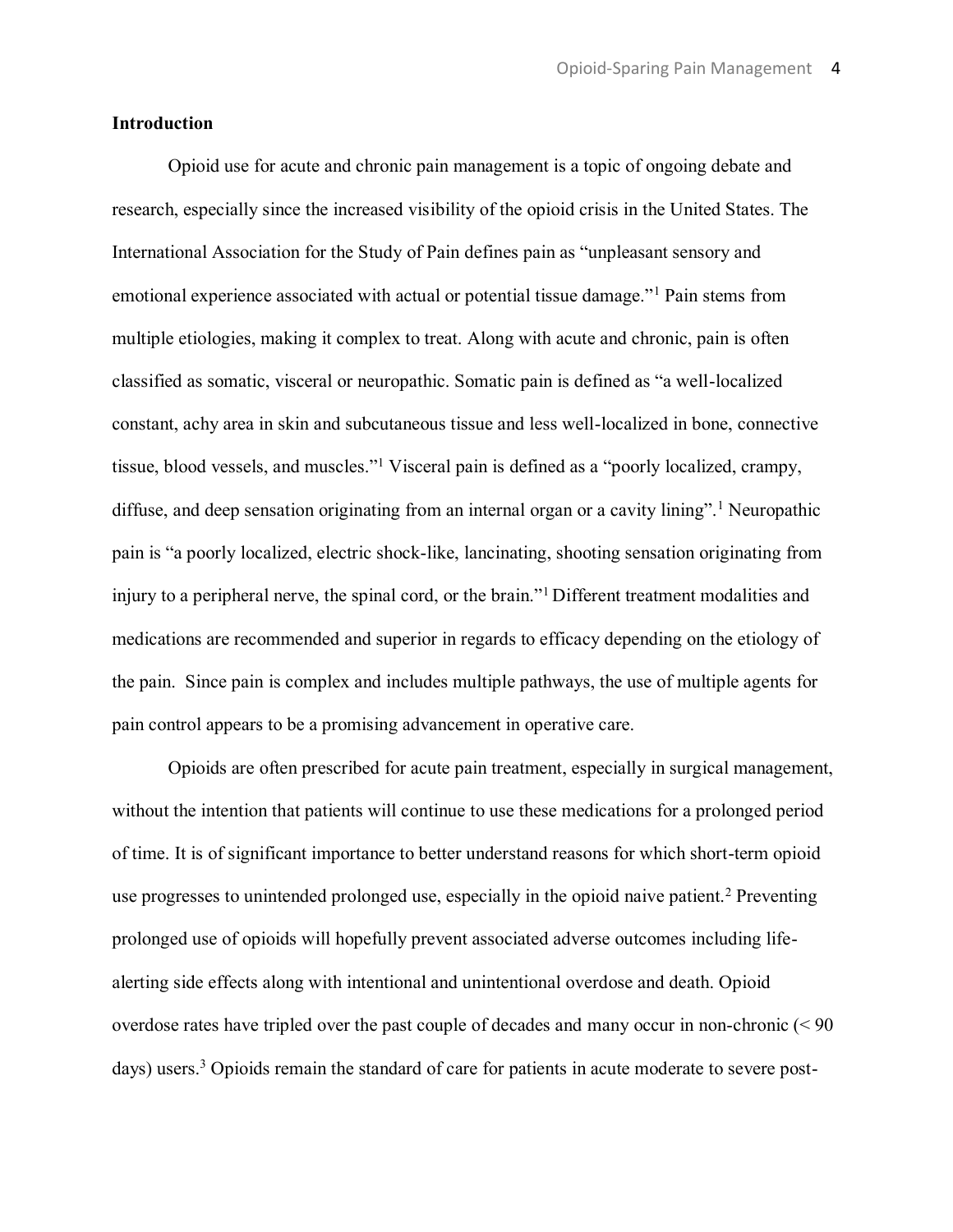**Introduction**

Opioid use for acute and chronic pain management is a topic of ongoing debate and research, especially since the increased visibility of the opioid crisis in the United States. The International Association for the Study of Pain defines pain as "unpleasant sensory and emotional experience associated with actual or potential tissue damage."[1] Pain stems from multiple etiologies, making it complex to treat. Along with acute and chronic, pain is often classified as somatic, visceral or neuropathic. Somatic pain is defined as "a well-localized constant, achy area in skin and subcutaneous tissue and less well-localized in bone, connective tissue, blood vessels, and muscles."[1] Visceral pain is defined as a "poorly localized, crampy, diffuse, and deep sensation originating from an internal organ or a cavity lining".[1] Neuropathic pain is "a poorly localized, electric shock-like, lancinating, shooting sensation originating from injury to a peripheral nerve, the spinal cord, or the brain."[1] Different treatment modalities and medications are recommended and superior in regards to efficacy depending on the etiology of the pain. Since pain is complex and includes multiple pathways, the use of multiple agents for pain control appears to be a promising advancement in operative care.

Opioids are often prescribed for acute pain treatment, especially in surgical management, without the intention that patients will continue to use these medications for a prolonged period of time. It is of significant importance to better understand reasons for which short-term opioid use progresses to unintended prolonged use, especially in the opioid naive patient.[2] Preventing prolonged use of opioids will hopefully prevent associated adverse outcomes including life-alerting side effects along with intentional and unintentional overdose and death. Opioid overdose rates have tripled over the past couple of decades and many occur in non-chronic (< 90 days) users.[3] Opioids remain the standard of care for patients in acute moderate to severe post-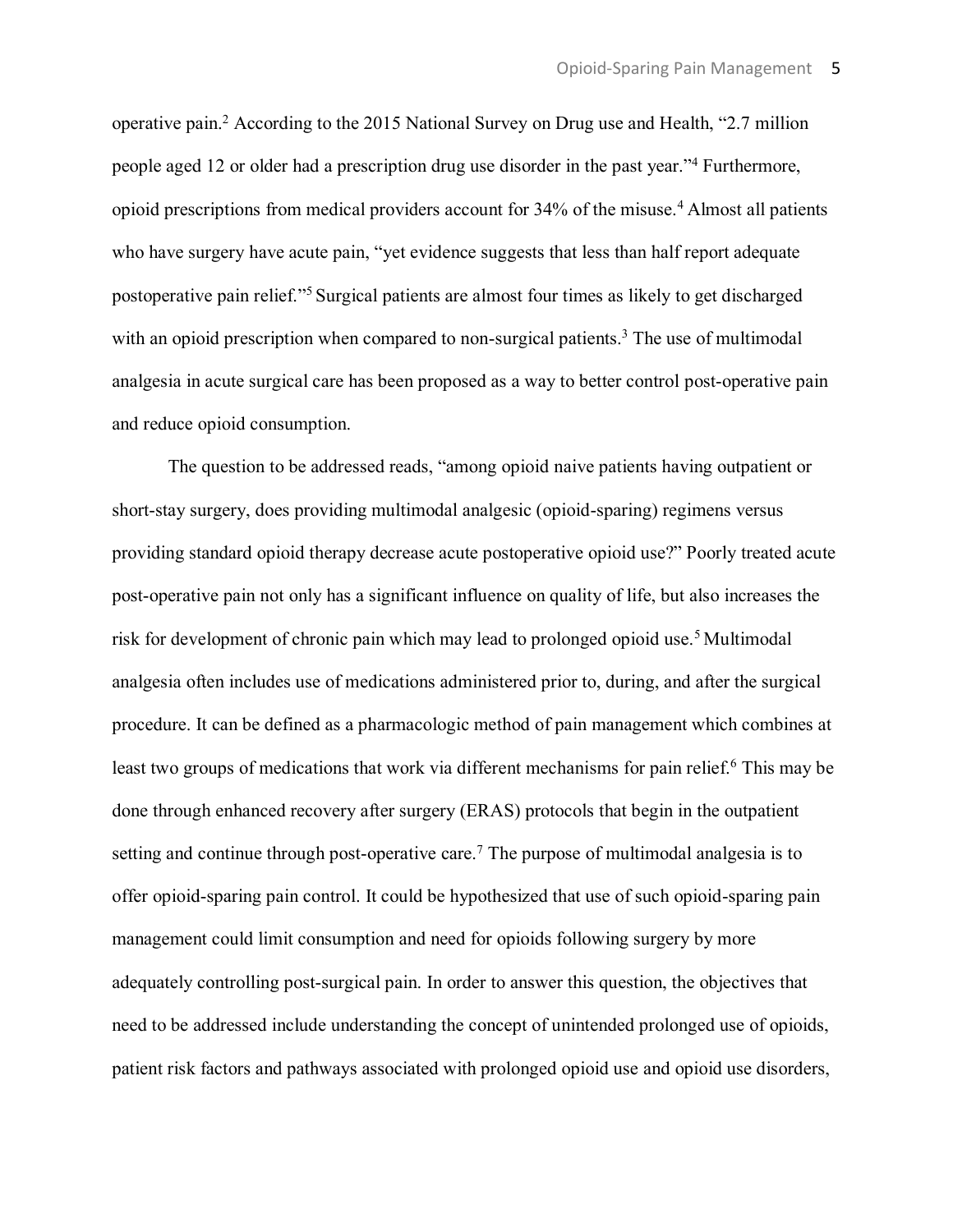operative pain.[2] According to the 2015 National Survey on Drug use and Health, "2.7 million people aged 12 or older had a prescription drug use disorder in the past year."[4] Furthermore, opioid prescriptions from medical providers account for 34% of the misuse.[4] Almost all patients who have surgery have acute pain, "yet evidence suggests that less than half report adequate postoperative pain relief."[5] Surgical patients are almost four times as likely to get discharged with an opioid prescription when compared to non-surgical patients.[3] The use of multimodal analgesia in acute surgical care has been proposed as a way to better control post-operative pain and reduce opioid consumption.

The question to be addressed reads, "among opioid naive patients having outpatient or short-stay surgery, does providing multimodal analgesic (opioid-sparing) regimens versus providing standard opioid therapy decrease acute postoperative opioid use?" Poorly treated acute post-operative pain not only has a significant influence on quality of life, but also increases the risk for development of chronic pain which may lead to prolonged opioid use.[5] Multimodal analgesia often includes use of medications administered prior to, during, and after the surgical procedure. It can be defined as a pharmacologic method of pain management which combines at least two groups of medications that work via different mechanisms for pain relief.[6] This may be done through enhanced recovery after surgery (ERAS) protocols that begin in the outpatient setting and continue through post-operative care.[7] The purpose of multimodal analgesia is to offer opioid-sparing pain control. It could be hypothesized that use of such opioid-sparing pain management could limit consumption and need for opioids following surgery by more adequately controlling post-surgical pain. In order to answer this question, the objectives that need to be addressed include understanding the concept of unintended prolonged use of opioids, patient risk factors and pathways associated with prolonged opioid use and opioid use disorders,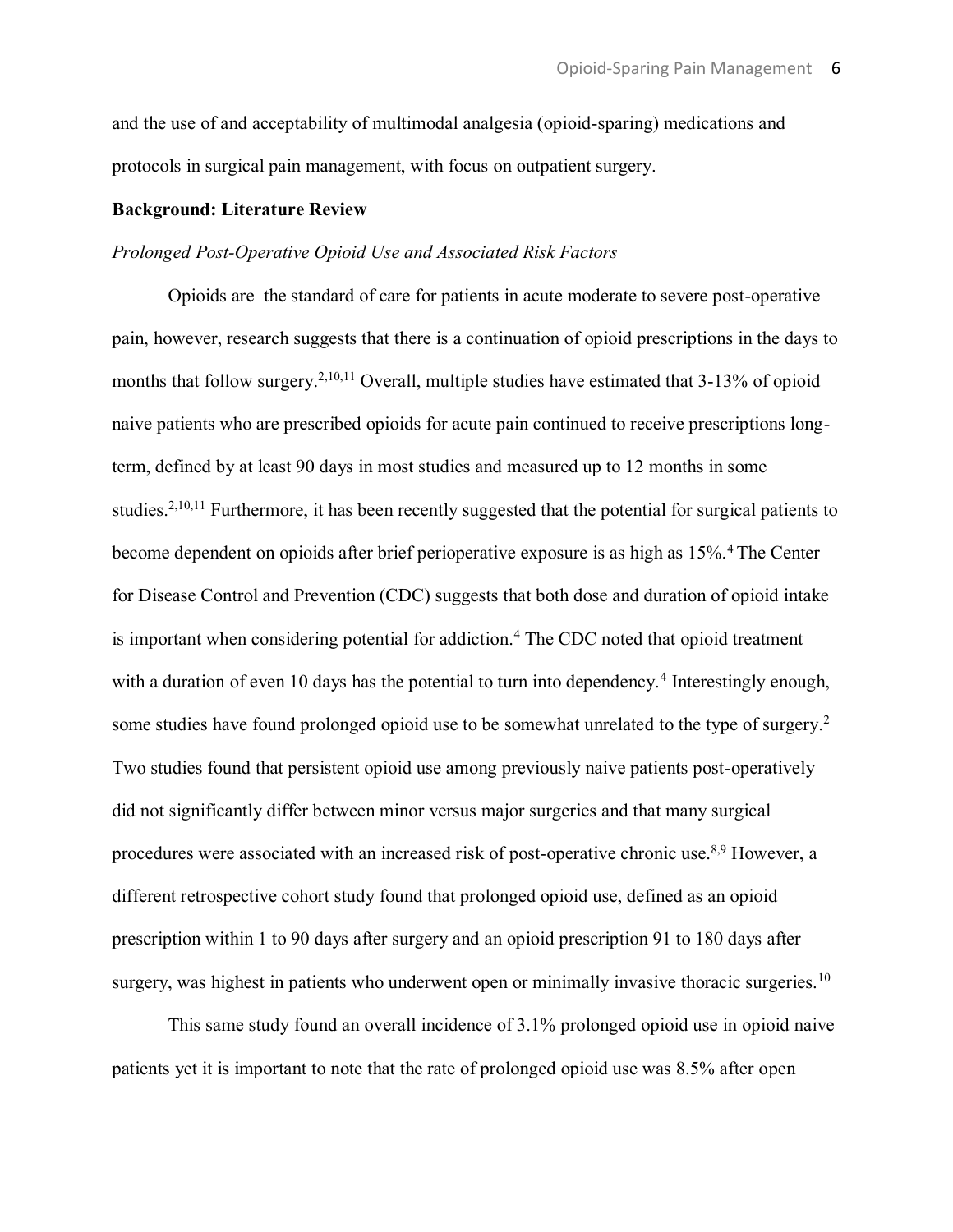and the use of and acceptability of multimodal analgesia (opioid-sparing) medications and protocols in surgical pain management, with focus on outpatient surgery.

**Background: Literature Review**

*Prolonged Post-Operative Opioid Use and Associated Risk Factors*

Opioids are the standard of care for patients in acute moderate to severe post-operative pain, however, research suggests that there is a continuation of opioid prescriptions in the days to months that follow surgery.[2,10,11] Overall, multiple studies have estimated that 3-13% of opioid naive patients who are prescribed opioids for acute pain continued to receive prescriptions long-term, defined by at least 90 days in most studies and measured up to 12 months in some studies.[2,10,11] Furthermore, it has been recently suggested that the potential for surgical patients to become dependent on opioids after brief perioperative exposure is as high as 15%.[4] The Center for Disease Control and Prevention (CDC) suggests that both dose and duration of opioid intake is important when considering potential for addiction.[4] The CDC noted that opioid treatment with a duration of even 10 days has the potential to turn into dependency.[4] Interestingly enough, some studies have found prolonged opioid use to be somewhat unrelated to the type of surgery.[2] Two studies found that persistent opioid use among previously naive patients post-operatively did not significantly differ between minor versus major surgeries and that many surgical procedures were associated with an increased risk of post-operative chronic use.[8,9] However, a different retrospective cohort study found that prolonged opioid use, defined as an opioid prescription within 1 to 90 days after surgery and an opioid prescription 91 to 180 days after surgery, was highest in patients who underwent open or minimally invasive thoracic surgeries.[10]

This same study found an overall incidence of 3.1% prolonged opioid use in opioid naive patients yet it is important to note that the rate of prolonged opioid use was 8.5% after open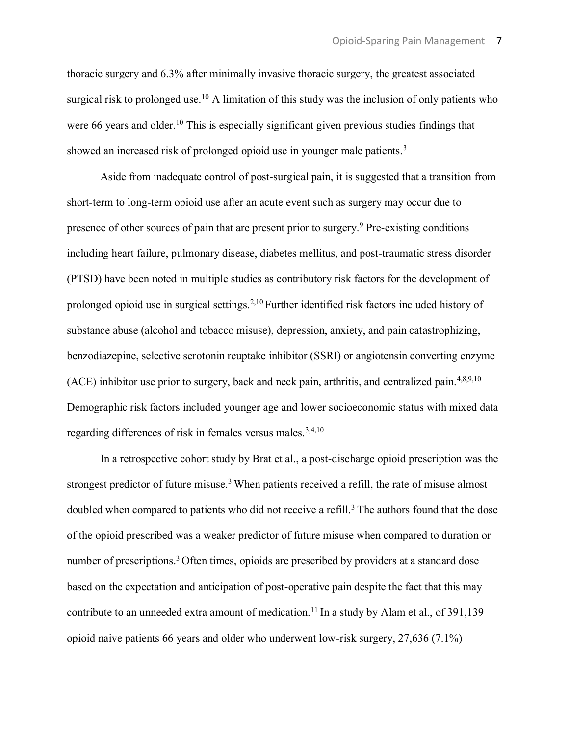thoracic surgery and 6.3% after minimally invasive thoracic surgery, the greatest associated surgical risk to prolonged use.[10] A limitation of this study was the inclusion of only patients who were 66 years and older.[10] This is especially significant given previous studies findings that showed an increased risk of prolonged opioid use in younger male patients.[3]

Aside from inadequate control of post-surgical pain, it is suggested that a transition from short-term to long-term opioid use after an acute event such as surgery may occur due to presence of other sources of pain that are present prior to surgery.[9] Pre-existing conditions including heart failure, pulmonary disease, diabetes mellitus, and post-traumatic stress disorder (PTSD) have been noted in multiple studies as contributory risk factors for the development of prolonged opioid use in surgical settings.[2,10] Further identified risk factors included history of substance abuse (alcohol and tobacco misuse), depression, anxiety, and pain catastrophizing, benzodiazepine, selective serotonin reuptake inhibitor (SSRI) or angiotensin converting enzyme (ACE) inhibitor use prior to surgery, back and neck pain, arthritis, and centralized pain.[4,8,9,10] Demographic risk factors included younger age and lower socioeconomic status with mixed data regarding differences of risk in females versus males.[3,4,10]

In a retrospective cohort study by Brat et al., a post-discharge opioid prescription was the strongest predictor of future misuse.[3] When patients received a refill, the rate of misuse almost doubled when compared to patients who did not receive a refill.[3] The authors found that the dose of the opioid prescribed was a weaker predictor of future misuse when compared to duration or number of prescriptions.[3] Often times, opioids are prescribed by providers at a standard dose based on the expectation and anticipation of post-operative pain despite the fact that this may contribute to an unneeded extra amount of medication.[11] In a study by Alam et al., of 391,139 opioid naive patients 66 years and older who underwent low-risk surgery, 27,636 (7.1%)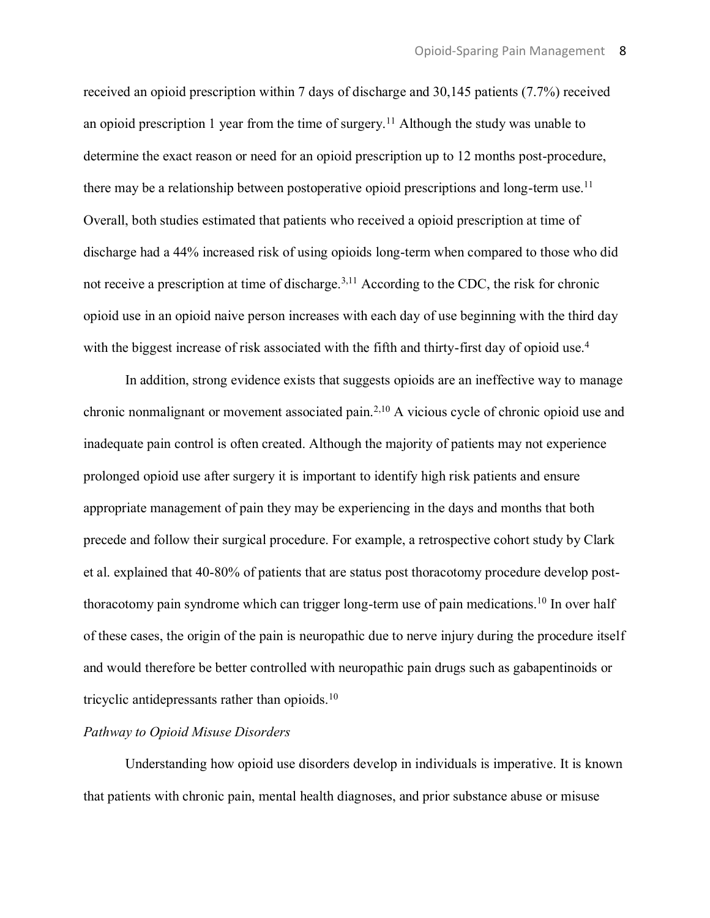received an opioid prescription within 7 days of discharge and 30,145 patients (7.7%) received an opioid prescription 1 year from the time of surgery.[11] Although the study was unable to determine the exact reason or need for an opioid prescription up to 12 months post-procedure, there may be a relationship between postoperative opioid prescriptions and long-term use.[11] Overall, both studies estimated that patients who received a opioid prescription at time of discharge had a 44% increased risk of using opioids long-term when compared to those who did not receive a prescription at time of discharge.[3,11] According to the CDC, the risk for chronic opioid use in an opioid naive person increases with each day of use beginning with the third day with the biggest increase of risk associated with the fifth and thirty-first day of opioid use.[4]

In addition, strong evidence exists that suggests opioids are an ineffective way to manage chronic nonmalignant or movement associated pain.[2,10] A vicious cycle of chronic opioid use and inadequate pain control is often created. Although the majority of patients may not experience prolonged opioid use after surgery it is important to identify high risk patients and ensure appropriate management of pain they may be experiencing in the days and months that both precede and follow their surgical procedure. For example, a retrospective cohort study by Clark et al. explained that 40-80% of patients that are status post thoracotomy procedure develop post-thoracotomy pain syndrome which can trigger long-term use of pain medications.[10] In over half of these cases, the origin of the pain is neuropathic due to nerve injury during the procedure itself and would therefore be better controlled with neuropathic pain drugs such as gabapentinoids or tricyclic antidepressants rather than opioids.[10]

*Pathway to Opioid Misuse Disorders*

Understanding how opioid use disorders develop in individuals is imperative. It is known that patients with chronic pain, mental health diagnoses, and prior substance abuse or misuse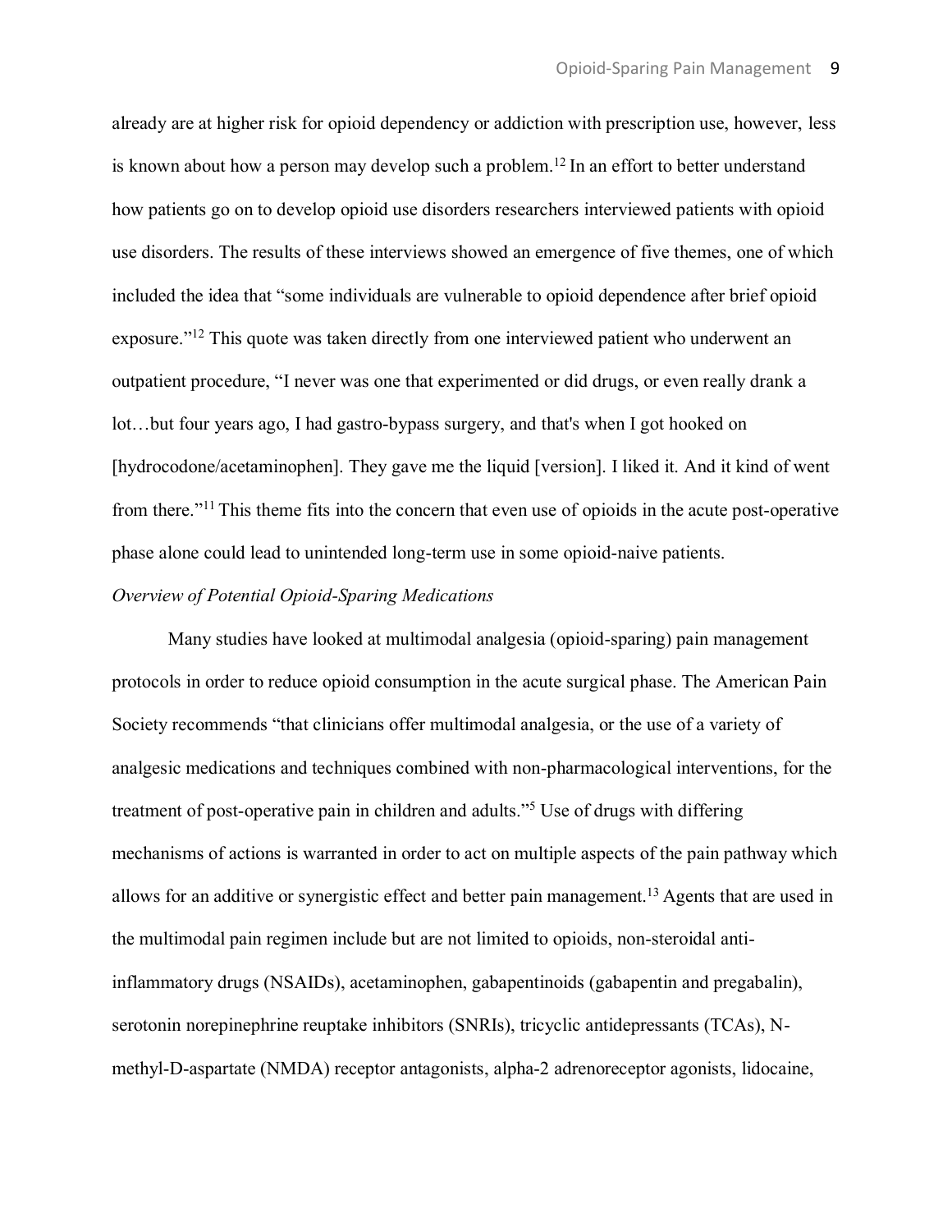already are at higher risk for opioid dependency or addiction with prescription use, however, less is known about how a person may develop such a problem.[12] In an effort to better understand how patients go on to develop opioid use disorders researchers interviewed patients with opioid use disorders. The results of these interviews showed an emergence of five themes, one of which included the idea that "some individuals are vulnerable to opioid dependence after brief opioid exposure."[12] This quote was taken directly from one interviewed patient who underwent an outpatient procedure, "I never was one that experimented or did drugs, or even really drank a lot…but four years ago, I had gastro-bypass surgery, and that's when I got hooked on [hydrocodone/acetaminophen]. They gave me the liquid [version]. I liked it. And it kind of went from there."[11] This theme fits into the concern that even use of opioids in the acute post-operative phase alone could lead to unintended long-term use in some opioid-naive patients.

*Overview of Potential Opioid-Sparing Medications*

Many studies have looked at multimodal analgesia (opioid-sparing) pain management protocols in order to reduce opioid consumption in the acute surgical phase. The American Pain Society recommends "that clinicians offer multimodal analgesia, or the use of a variety of analgesic medications and techniques combined with non-pharmacological interventions, for the treatment of post-operative pain in children and adults."[5] Use of drugs with differing mechanisms of actions is warranted in order to act on multiple aspects of the pain pathway which allows for an additive or synergistic effect and better pain management.[13] Agents that are used in the multimodal pain regimen include but are not limited to opioids, non-steroidal anti-inflammatory drugs (NSAIDs), acetaminophen, gabapentinoids (gabapentin and pregabalin), serotonin norepinephrine reuptake inhibitors (SNRIs), tricyclic antidepressants (TCAs), N-methyl-D-aspartate (NMDA) receptor antagonists, alpha-2 adrenoreceptor agonists, lidocaine,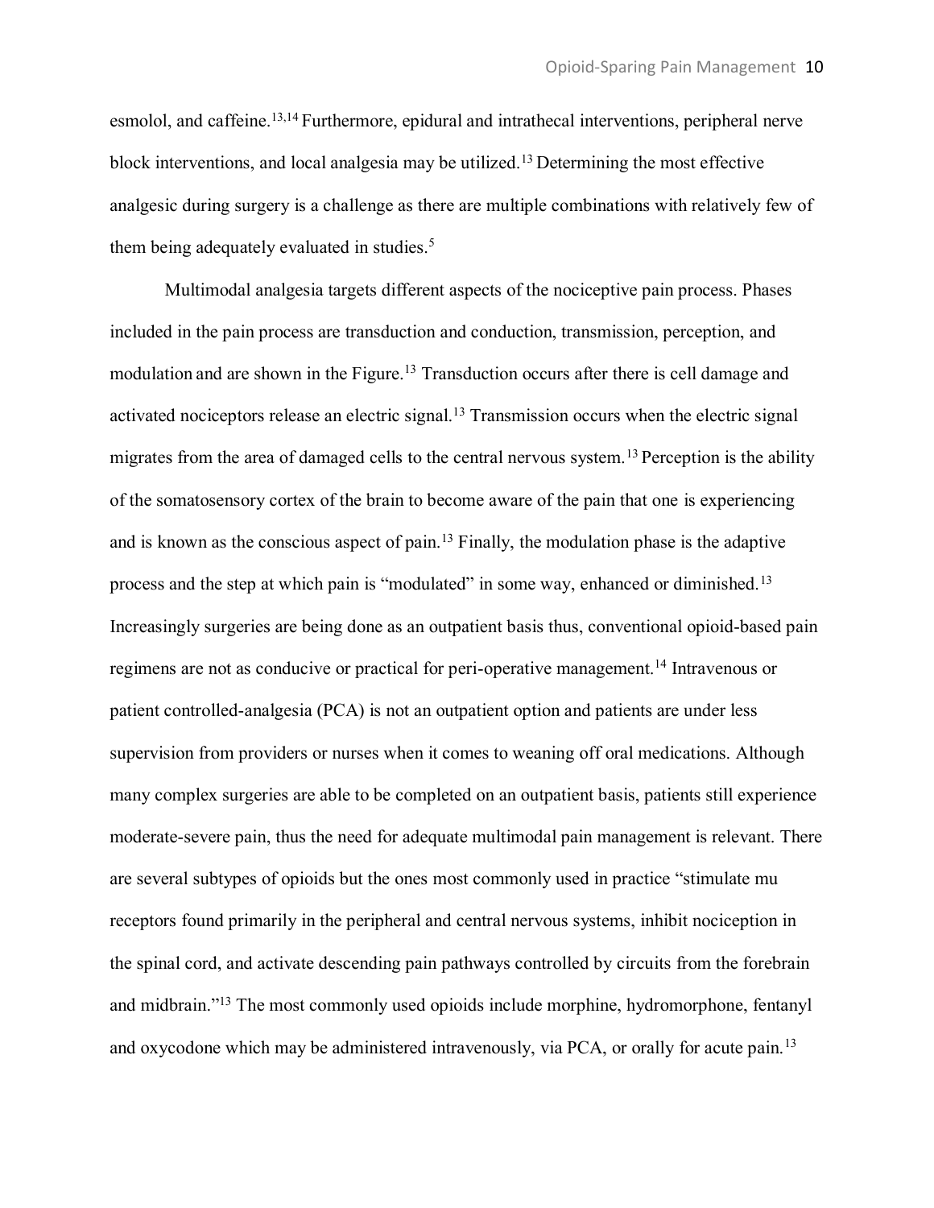esmolol, and caffeine.[13,14] Furthermore, epidural and intrathecal interventions, peripheral nerve block interventions, and local analgesia may be utilized.[13] Determining the most effective analgesic during surgery is a challenge as there are multiple combinations with relatively few of them being adequately evaluated in studies.[5]

Multimodal analgesia targets different aspects of the nociceptive pain process. Phases included in the pain process are transduction and conduction, transmission, perception, and modulation and are shown in the Figure.[13] Transduction occurs after there is cell damage and activated nociceptors release an electric signal.[13] Transmission occurs when the electric signal migrates from the area of damaged cells to the central nervous system.[13] Perception is the ability of the somatosensory cortex of the brain to become aware of the pain that one is experiencing and is known as the conscious aspect of pain.[13] Finally, the modulation phase is the adaptive process and the step at which pain is "modulated" in some way, enhanced or diminished.[13] Increasingly surgeries are being done as an outpatient basis thus, conventional opioid-based pain regimens are not as conducive or practical for peri-operative management.[14] Intravenous or patient controlled-analgesia (PCA) is not an outpatient option and patients are under less supervision from providers or nurses when it comes to weaning off oral medications. Although many complex surgeries are able to be completed on an outpatient basis, patients still experience moderate-severe pain, thus the need for adequate multimodal pain management is relevant. There are several subtypes of opioids but the ones most commonly used in practice "stimulate mu receptors found primarily in the peripheral and central nervous systems, inhibit nociception in the spinal cord, and activate descending pain pathways controlled by circuits from the forebrain and midbrain."[13] The most commonly used opioids include morphine, hydromorphone, fentanyl and oxycodone which may be administered intravenously, via PCA, or orally for acute pain.[13]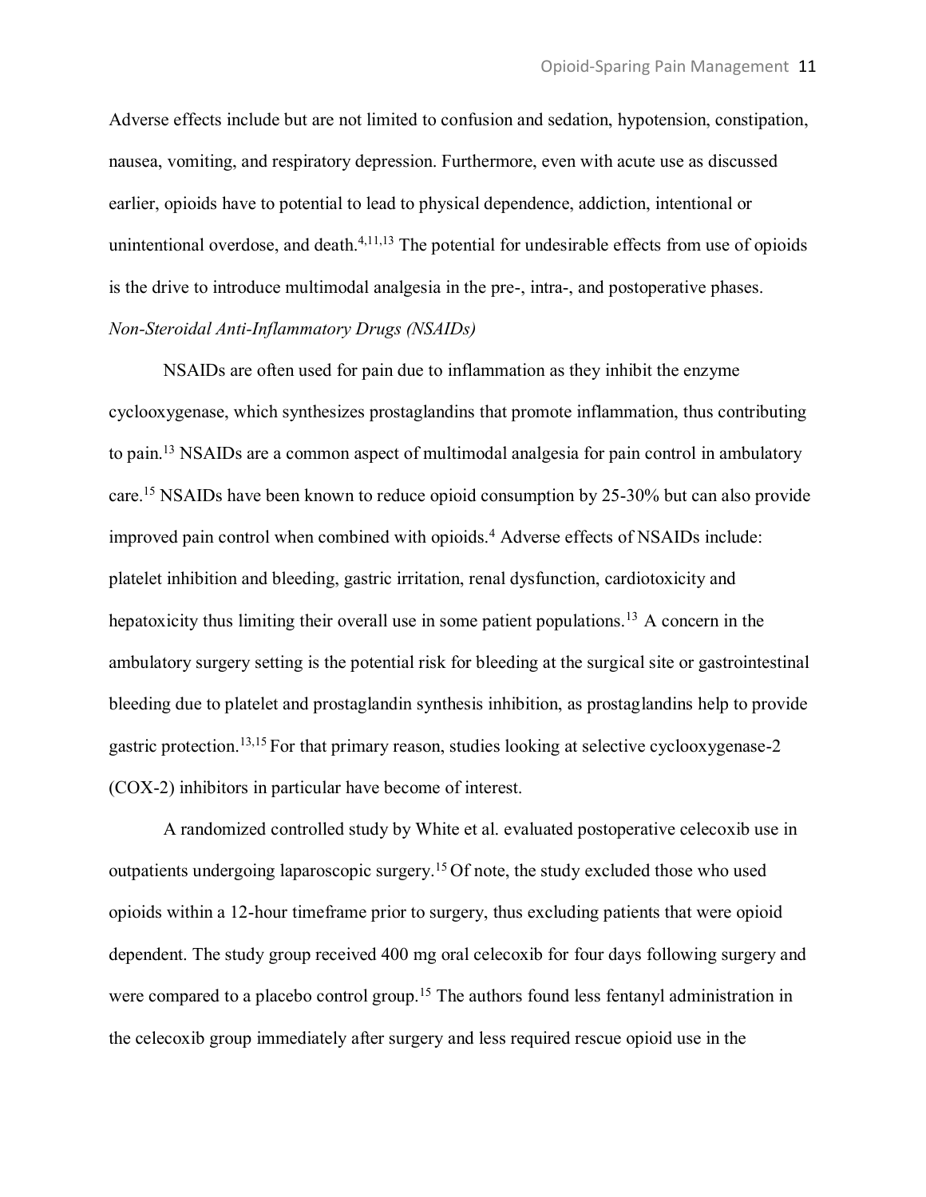Adverse effects include but are not limited to confusion and sedation, hypotension, constipation, nausea, vomiting, and respiratory depression. Furthermore, even with acute use as discussed earlier, opioids have to potential to lead to physical dependence, addiction, intentional or unintentional overdose, and death.[4,11,13] The potential for undesirable effects from use of opioids is the drive to introduce multimodal analgesia in the pre-, intra-, and postoperative phases.

*Non-Steroidal Anti-Inflammatory Drugs (NSAIDs)*

NSAIDs are often used for pain due to inflammation as they inhibit the enzyme cyclooxygenase, which synthesizes prostaglandins that promote inflammation, thus contributing to pain.[13] NSAIDs are a common aspect of multimodal analgesia for pain control in ambulatory care.[15] NSAIDs have been known to reduce opioid consumption by 25-30% but can also provide improved pain control when combined with opioids.[4] Adverse effects of NSAIDs include: platelet inhibition and bleeding, gastric irritation, renal dysfunction, cardiotoxicity and hepatoxicity thus limiting their overall use in some patient populations.[13] A concern in the ambulatory surgery setting is the potential risk for bleeding at the surgical site or gastrointestinal bleeding due to platelet and prostaglandin synthesis inhibition, as prostaglandins help to provide gastric protection.[13,15] For that primary reason, studies looking at selective cyclooxygenase-2 (COX-2) inhibitors in particular have become of interest.

A randomized controlled study by White et al. evaluated postoperative celecoxib use in outpatients undergoing laparoscopic surgery.[15] Of note, the study excluded those who used opioids within a 12-hour timeframe prior to surgery, thus excluding patients that were opioid dependent. The study group received 400 mg oral celecoxib for four days following surgery and were compared to a placebo control group.[15] The authors found less fentanyl administration in the celecoxib group immediately after surgery and less required rescue opioid use in the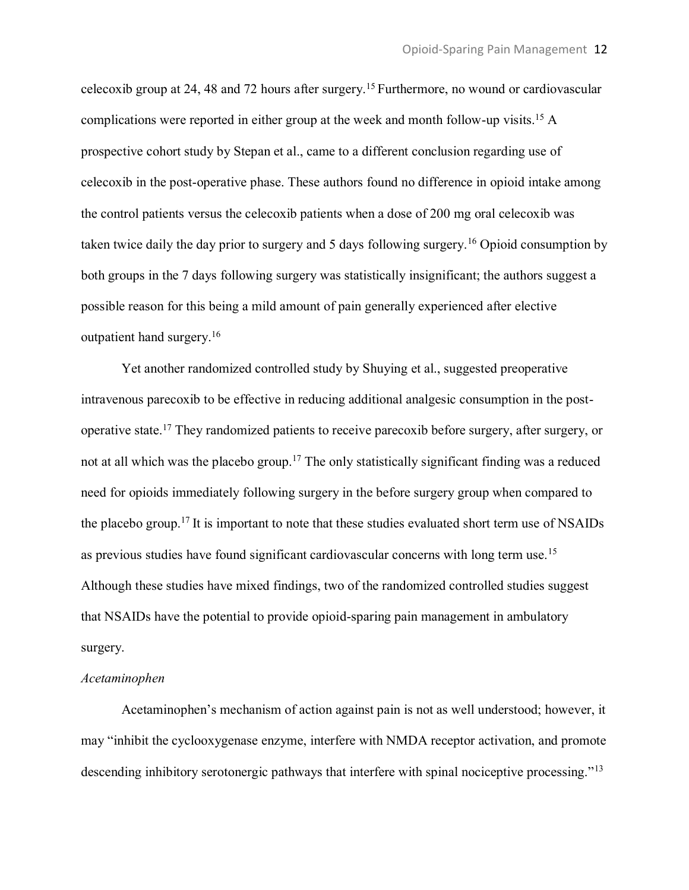celecoxib group at 24, 48 and 72 hours after surgery.[15] Furthermore, no wound or cardiovascular complications were reported in either group at the week and month follow-up visits.[15] A prospective cohort study by Stepan et al., came to a different conclusion regarding use of celecoxib in the post-operative phase. These authors found no difference in opioid intake among the control patients versus the celecoxib patients when a dose of 200 mg oral celecoxib was taken twice daily the day prior to surgery and 5 days following surgery.[16] Opioid consumption by both groups in the 7 days following surgery was statistically insignificant; the authors suggest a possible reason for this being a mild amount of pain generally experienced after elective outpatient hand surgery.[16]

Yet another randomized controlled study by Shuying et al., suggested preoperative intravenous parecoxib to be effective in reducing additional analgesic consumption in the post-operative state.[17] They randomized patients to receive parecoxib before surgery, after surgery, or not at all which was the placebo group.[17] The only statistically significant finding was a reduced need for opioids immediately following surgery in the before surgery group when compared to the placebo group.[17] It is important to note that these studies evaluated short term use of NSAIDs as previous studies have found significant cardiovascular concerns with long term use.[15] Although these studies have mixed findings, two of the randomized controlled studies suggest that NSAIDs have the potential to provide opioid-sparing pain management in ambulatory surgery.

*Acetaminophen*

Acetaminophen's mechanism of action against pain is not as well understood; however, it may "inhibit the cyclooxygenase enzyme, interfere with NMDA receptor activation, and promote descending inhibitory serotonergic pathways that interfere with spinal nociceptive processing."[13]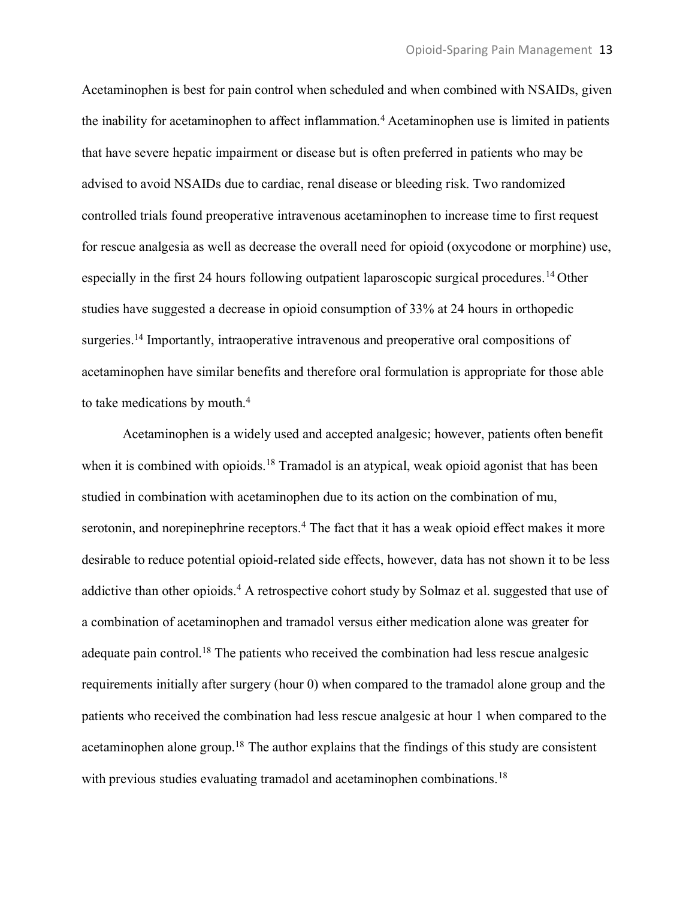Acetaminophen is best for pain control when scheduled and when combined with NSAIDs, given the inability for acetaminophen to affect inflammation.[4] Acetaminophen use is limited in patients that have severe hepatic impairment or disease but is often preferred in patients who may be advised to avoid NSAIDs due to cardiac, renal disease or bleeding risk. Two randomized controlled trials found preoperative intravenous acetaminophen to increase time to first request for rescue analgesia as well as decrease the overall need for opioid (oxycodone or morphine) use, especially in the first 24 hours following outpatient laparoscopic surgical procedures.[14] Other studies have suggested a decrease in opioid consumption of 33% at 24 hours in orthopedic surgeries.[14] Importantly, intraoperative intravenous and preoperative oral compositions of acetaminophen have similar benefits and therefore oral formulation is appropriate for those able to take medications by mouth.[4]

Acetaminophen is a widely used and accepted analgesic; however, patients often benefit when it is combined with opioids.[18] Tramadol is an atypical, weak opioid agonist that has been studied in combination with acetaminophen due to its action on the combination of mu, serotonin, and norepinephrine receptors.[4] The fact that it has a weak opioid effect makes it more desirable to reduce potential opioid-related side effects, however, data has not shown it to be less addictive than other opioids.[4] A retrospective cohort study by Solmaz et al. suggested that use of a combination of acetaminophen and tramadol versus either medication alone was greater for adequate pain control.[18] The patients who received the combination had less rescue analgesic requirements initially after surgery (hour 0) when compared to the tramadol alone group and the patients who received the combination had less rescue analgesic at hour 1 when compared to the acetaminophen alone group.[18] The author explains that the findings of this study are consistent with previous studies evaluating tramadol and acetaminophen combinations.[18]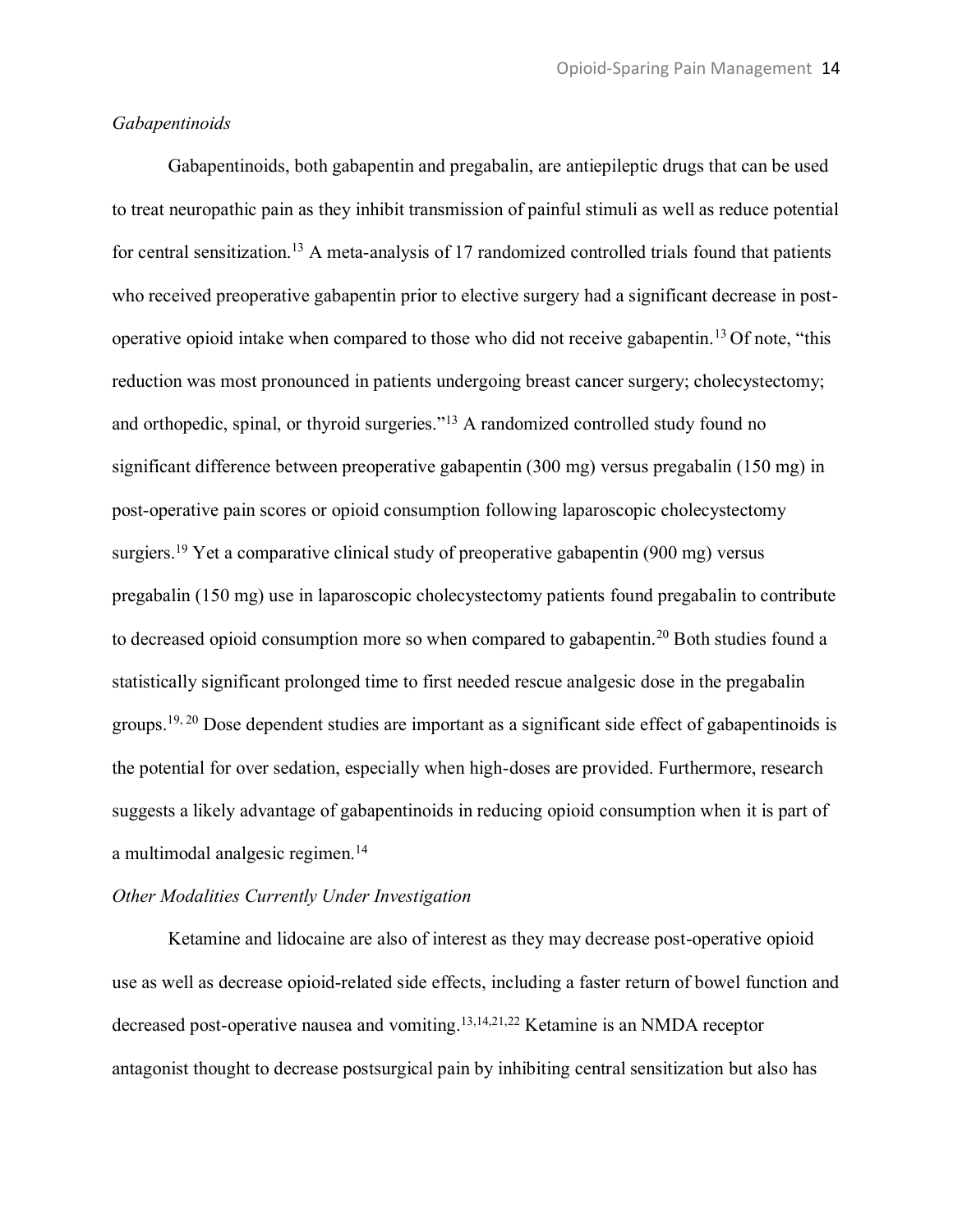*Gabapentinoids*

Gabapentinoids, both gabapentin and pregabalin, are antiepileptic drugs that can be used to treat neuropathic pain as they inhibit transmission of painful stimuli as well as reduce potential for central sensitization.[13] A meta-analysis of 17 randomized controlled trials found that patients who received preoperative gabapentin prior to elective surgery had a significant decrease in post-operative opioid intake when compared to those who did not receive gabapentin.[13] Of note, "this reduction was most pronounced in patients undergoing breast cancer surgery; cholecystectomy; and orthopedic, spinal, or thyroid surgeries."[13] A randomized controlled study found no significant difference between preoperative gabapentin (300 mg) versus pregabalin (150 mg) in post-operative pain scores or opioid consumption following laparoscopic cholecystectomy surgiers.[19] Yet a comparative clinical study of preoperative gabapentin (900 mg) versus pregabalin (150 mg) use in laparoscopic cholecystectomy patients found pregabalin to contribute to decreased opioid consumption more so when compared to gabapentin.[20] Both studies found a statistically significant prolonged time to first needed rescue analgesic dose in the pregabalin groups.[19, 20] Dose dependent studies are important as a significant side effect of gabapentinoids is the potential for over sedation, especially when high-doses are provided. Furthermore, research suggests a likely advantage of gabapentinoids in reducing opioid consumption when it is part of a multimodal analgesic regimen.[14]

*Other Modalities Currently Under Investigation*

Ketamine and lidocaine are also of interest as they may decrease post-operative opioid use as well as decrease opioid-related side effects, including a faster return of bowel function and decreased post-operative nausea and vomiting.[13,14,21,22] Ketamine is an NMDA receptor antagonist thought to decrease postsurgical pain by inhibiting central sensitization but also has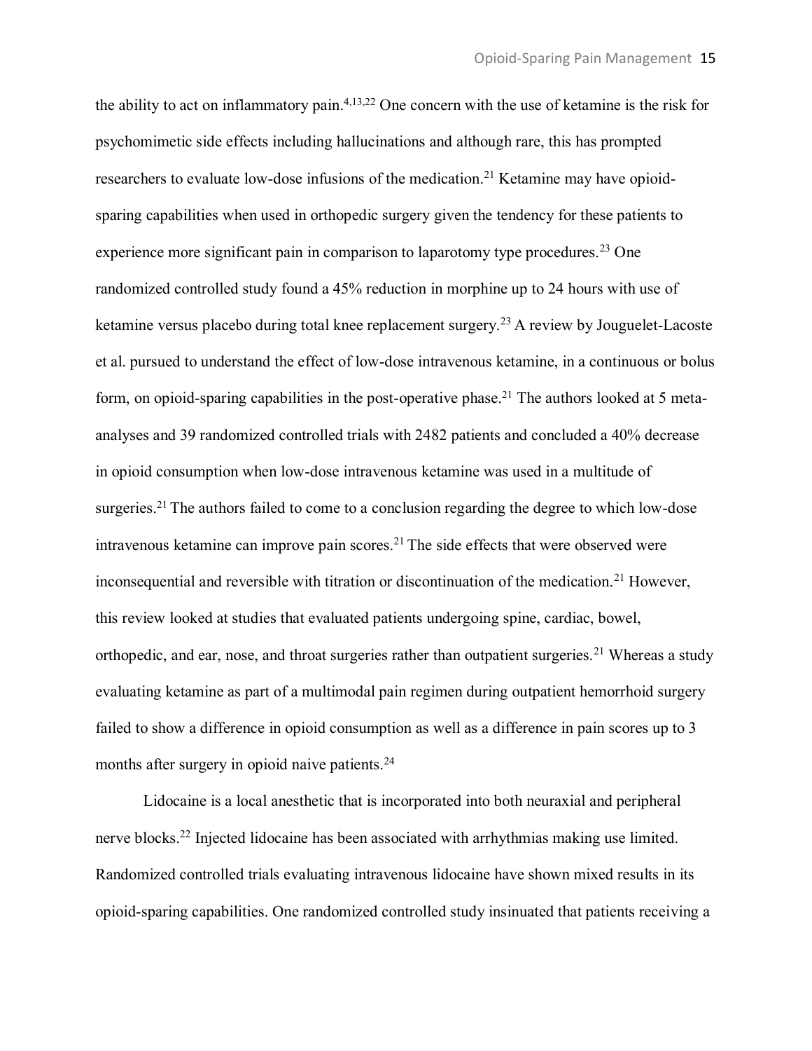the ability to act on inflammatory pain.[4,13,22] One concern with the use of ketamine is the risk for psychomimetic side effects including hallucinations and although rare, this has prompted researchers to evaluate low-dose infusions of the medication.[21] Ketamine may have opioid-sparing capabilities when used in orthopedic surgery given the tendency for these patients to experience more significant pain in comparison to laparotomy type procedures.[23] One randomized controlled study found a 45% reduction in morphine up to 24 hours with use of ketamine versus placebo during total knee replacement surgery.[23] A review by Jouguelet-Lacoste et al. pursued to understand the effect of low-dose intravenous ketamine, in a continuous or bolus form, on opioid-sparing capabilities in the post-operative phase.[21] The authors looked at 5 meta-analyses and 39 randomized controlled trials with 2482 patients and concluded a 40% decrease in opioid consumption when low-dose intravenous ketamine was used in a multitude of surgeries.[21] The authors failed to come to a conclusion regarding the degree to which low-dose intravenous ketamine can improve pain scores.[21] The side effects that were observed were inconsequential and reversible with titration or discontinuation of the medication.[21] However, this review looked at studies that evaluated patients undergoing spine, cardiac, bowel, orthopedic, and ear, nose, and throat surgeries rather than outpatient surgeries.[21] Whereas a study evaluating ketamine as part of a multimodal pain regimen during outpatient hemorrhoid surgery failed to show a difference in opioid consumption as well as a difference in pain scores up to 3 months after surgery in opioid naive patients.[24]

Lidocaine is a local anesthetic that is incorporated into both neuraxial and peripheral nerve blocks.[22] Injected lidocaine has been associated with arrhythmias making use limited. Randomized controlled trials evaluating intravenous lidocaine have shown mixed results in its opioid-sparing capabilities. One randomized controlled study insinuated that patients receiving a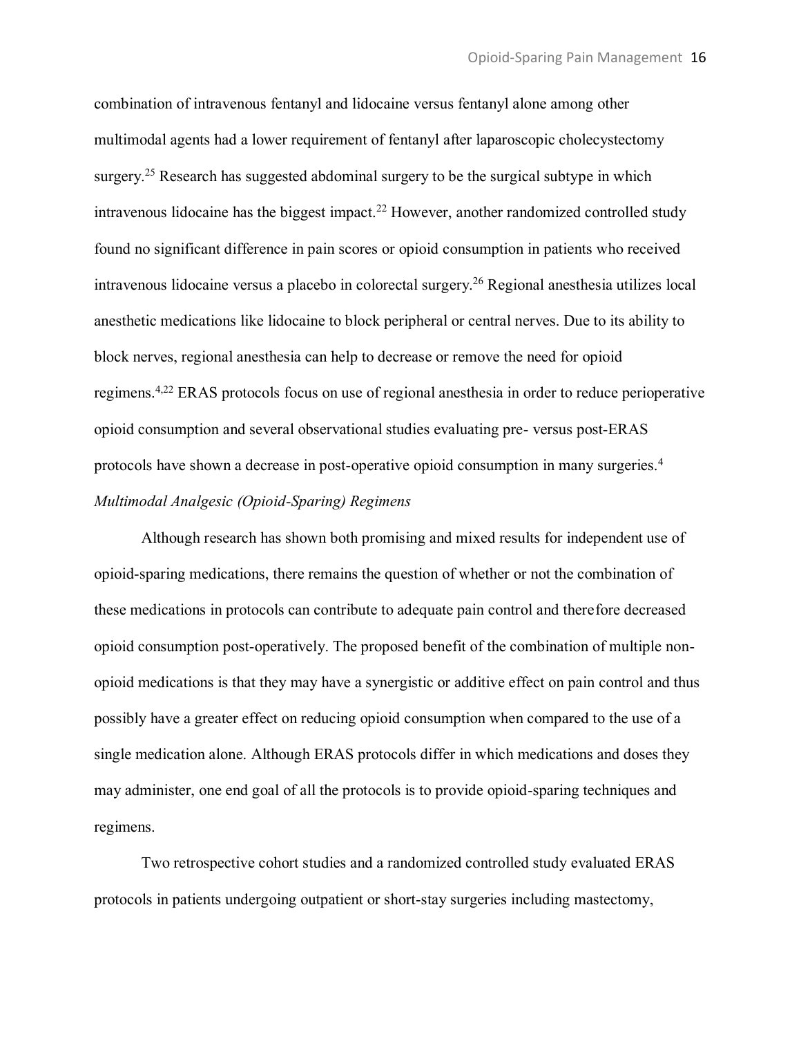combination of intravenous fentanyl and lidocaine versus fentanyl alone among other multimodal agents had a lower requirement of fentanyl after laparoscopic cholecystectomy surgery.[25] Research has suggested abdominal surgery to be the surgical subtype in which intravenous lidocaine has the biggest impact.[22] However, another randomized controlled study found no significant difference in pain scores or opioid consumption in patients who received intravenous lidocaine versus a placebo in colorectal surgery.[26] Regional anesthesia utilizes local anesthetic medications like lidocaine to block peripheral or central nerves. Due to its ability to block nerves, regional anesthesia can help to decrease or remove the need for opioid regimens.[4,22] ERAS protocols focus on use of regional anesthesia in order to reduce perioperative opioid consumption and several observational studies evaluating pre- versus post-ERAS protocols have shown a decrease in post-operative opioid consumption in many surgeries.[4]

*Multimodal Analgesic (Opioid-Sparing) Regimens*

Although research has shown both promising and mixed results for independent use of opioid-sparing medications, there remains the question of whether or not the combination of these medications in protocols can contribute to adequate pain control and therefore decreased opioid consumption post-operatively. The proposed benefit of the combination of multiple non-opioid medications is that they may have a synergistic or additive effect on pain control and thus possibly have a greater effect on reducing opioid consumption when compared to the use of a single medication alone. Although ERAS protocols differ in which medications and doses they may administer, one end goal of all the protocols is to provide opioid-sparing techniques and regimens.

Two retrospective cohort studies and a randomized controlled study evaluated ERAS protocols in patients undergoing outpatient or short-stay surgeries including mastectomy,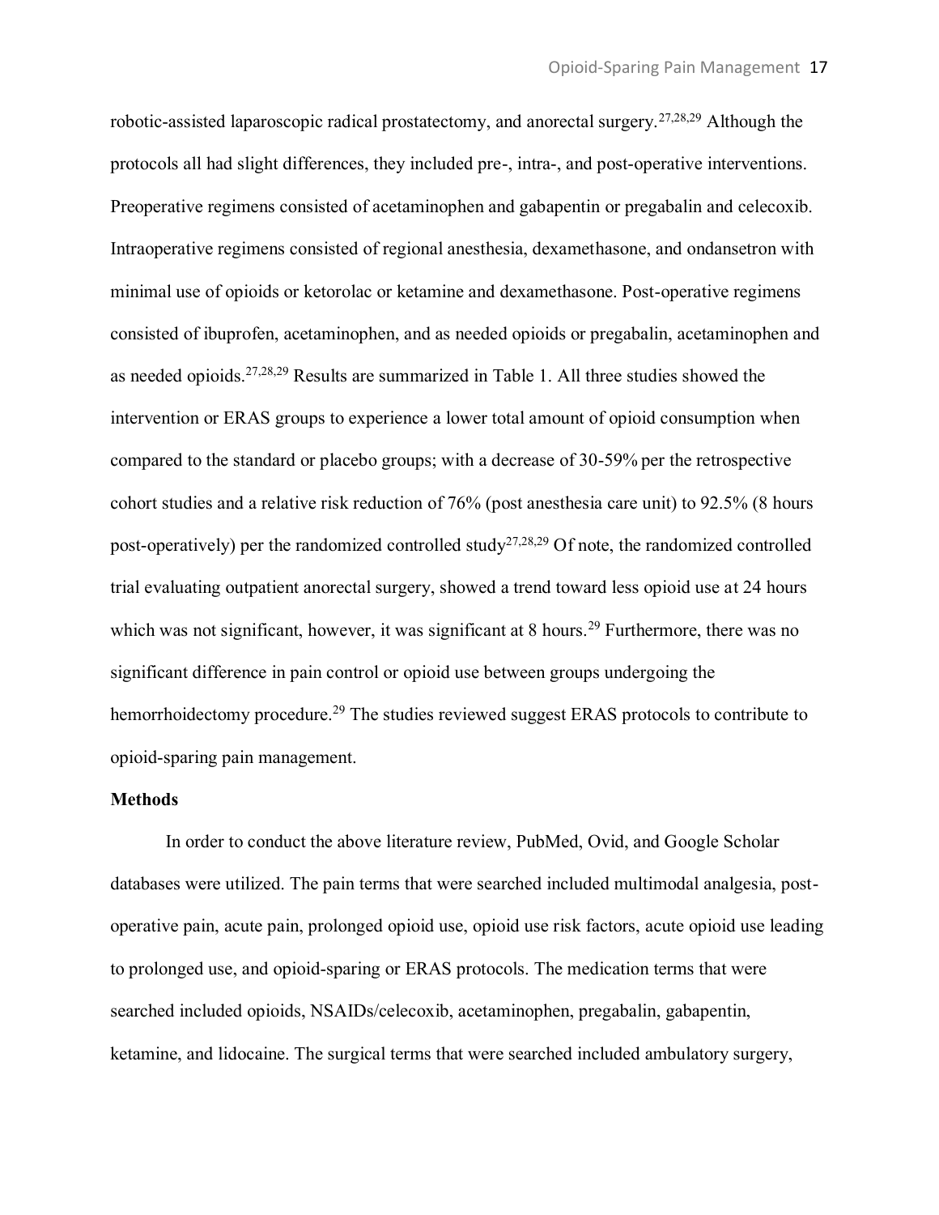robotic-assisted laparoscopic radical prostatectomy, and anorectal surgery.[27,28,29] Although the protocols all had slight differences, they included pre-, intra-, and post-operative interventions. Preoperative regimens consisted of acetaminophen and gabapentin or pregabalin and celecoxib. Intraoperative regimens consisted of regional anesthesia, dexamethasone, and ondansetron with minimal use of opioids or ketorolac or ketamine and dexamethasone. Post-operative regimens consisted of ibuprofen, acetaminophen, and as needed opioids or pregabalin, acetaminophen and as needed opioids.[27,28,29] Results are summarized in Table 1. All three studies showed the intervention or ERAS groups to experience a lower total amount of opioid consumption when compared to the standard or placebo groups; with a decrease of 30-59% per the retrospective cohort studies and a relative risk reduction of 76% (post anesthesia care unit) to 92.5% (8 hours post-operatively) per the randomized controlled study[27,28,29] Of note, the randomized controlled trial evaluating outpatient anorectal surgery, showed a trend toward less opioid use at 24 hours which was not significant, however, it was significant at 8 hours.[29] Furthermore, there was no significant difference in pain control or opioid use between groups undergoing the hemorrhoidectomy procedure.[29] The studies reviewed suggest ERAS protocols to contribute to opioid-sparing pain management.

**Methods**

In order to conduct the above literature review, PubMed, Ovid, and Google Scholar databases were utilized. The pain terms that were searched included multimodal analgesia, post-operative pain, acute pain, prolonged opioid use, opioid use risk factors, acute opioid use leading to prolonged use, and opioid-sparing or ERAS protocols. The medication terms that were searched included opioids, NSAIDs/celecoxib, acetaminophen, pregabalin, gabapentin, ketamine, and lidocaine. The surgical terms that were searched included ambulatory surgery,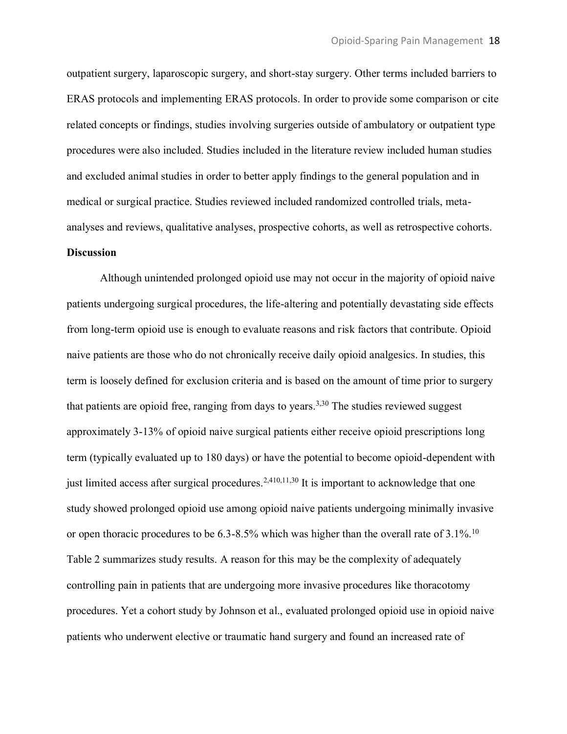outpatient surgery, laparoscopic surgery, and short-stay surgery. Other terms included barriers to ERAS protocols and implementing ERAS protocols. In order to provide some comparison or cite related concepts or findings, studies involving surgeries outside of ambulatory or outpatient type procedures were also included. Studies included in the literature review included human studies and excluded animal studies in order to better apply findings to the general population and in medical or surgical practice. Studies reviewed included randomized controlled trials, meta-analyses and reviews, qualitative analyses, prospective cohorts, as well as retrospective cohorts.

**Discussion**

Although unintended prolonged opioid use may not occur in the majority of opioid naive patients undergoing surgical procedures, the life-altering and potentially devastating side effects from long-term opioid use is enough to evaluate reasons and risk factors that contribute. Opioid naive patients are those who do not chronically receive daily opioid analgesics. In studies, this term is loosely defined for exclusion criteria and is based on the amount of time prior to surgery that patients are opioid free, ranging from days to years.[3,30] The studies reviewed suggest approximately 3-13% of opioid naive surgical patients either receive opioid prescriptions long term (typically evaluated up to 180 days) or have the potential to become opioid-dependent with just limited access after surgical procedures.[2,410,11,30] It is important to acknowledge that one study showed prolonged opioid use among opioid naive patients undergoing minimally invasive or open thoracic procedures to be 6.3-8.5% which was higher than the overall rate of 3.1%.[10] Table 2 summarizes study results. A reason for this may be the complexity of adequately controlling pain in patients that are undergoing more invasive procedures like thoracotomy procedures. Yet a cohort study by Johnson et al., evaluated prolonged opioid use in opioid naive patients who underwent elective or traumatic hand surgery and found an increased rate of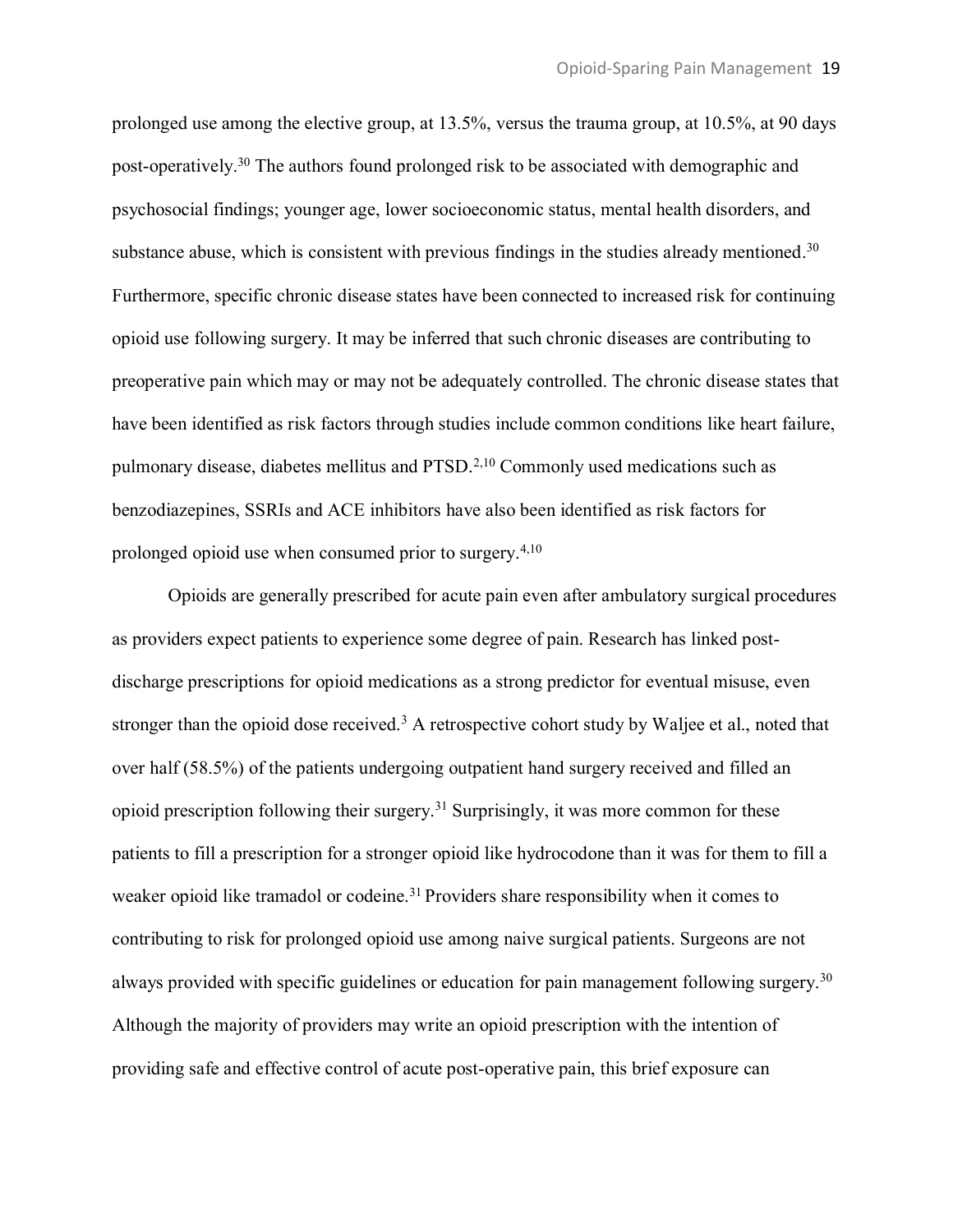prolonged use among the elective group, at 13.5%, versus the trauma group, at 10.5%, at 90 days post-operatively.[30] The authors found prolonged risk to be associated with demographic and psychosocial findings; younger age, lower socioeconomic status, mental health disorders, and substance abuse, which is consistent with previous findings in the studies already mentioned.[30] Furthermore, specific chronic disease states have been connected to increased risk for continuing opioid use following surgery. It may be inferred that such chronic diseases are contributing to preoperative pain which may or may not be adequately controlled. The chronic disease states that have been identified as risk factors through studies include common conditions like heart failure, pulmonary disease, diabetes mellitus and PTSD.[2,10] Commonly used medications such as benzodiazepines, SSRIs and ACE inhibitors have also been identified as risk factors for prolonged opioid use when consumed prior to surgery.[4,10]

Opioids are generally prescribed for acute pain even after ambulatory surgical procedures as providers expect patients to experience some degree of pain. Research has linked post-discharge prescriptions for opioid medications as a strong predictor for eventual misuse, even stronger than the opioid dose received.[3] A retrospective cohort study by Waljee et al., noted that over half (58.5%) of the patients undergoing outpatient hand surgery received and filled an opioid prescription following their surgery.[31] Surprisingly, it was more common for these patients to fill a prescription for a stronger opioid like hydrocodone than it was for them to fill a weaker opioid like tramadol or codeine.[31] Providers share responsibility when it comes to contributing to risk for prolonged opioid use among naive surgical patients. Surgeons are not always provided with specific guidelines or education for pain management following surgery.[30] Although the majority of providers may write an opioid prescription with the intention of providing safe and effective control of acute post-operative pain, this brief exposure can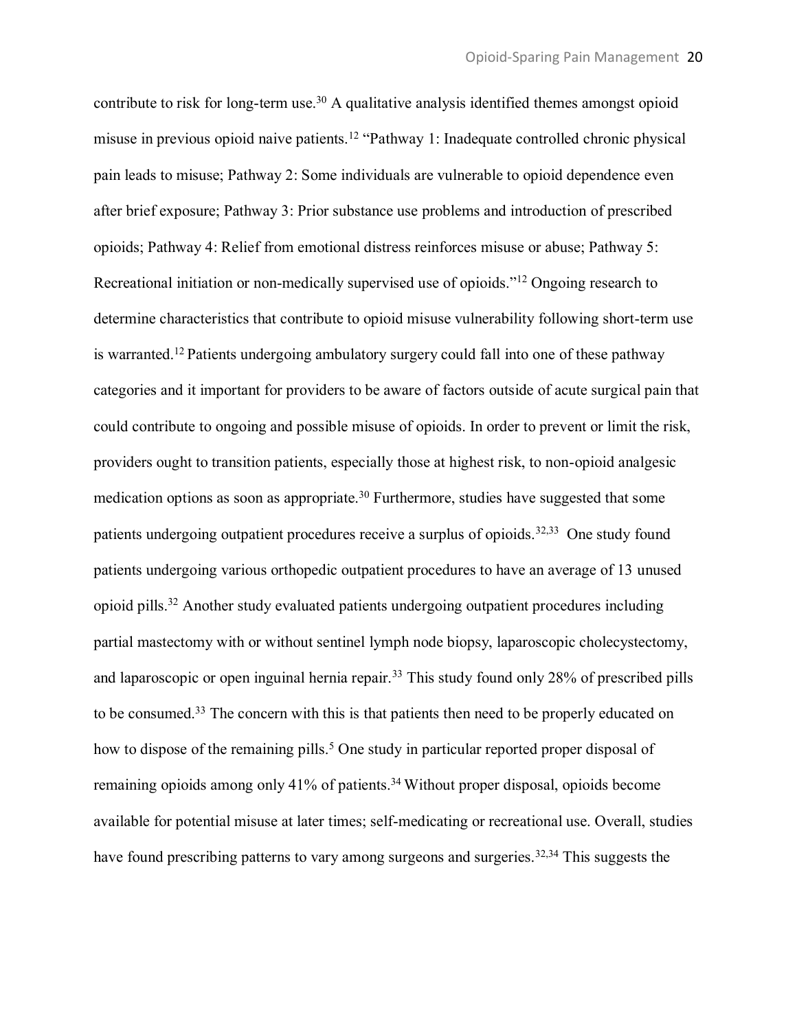contribute to risk for long-term use.[30] A qualitative analysis identified themes amongst opioid misuse in previous opioid naive patients.[12] "Pathway 1: Inadequate controlled chronic physical pain leads to misuse; Pathway 2: Some individuals are vulnerable to opioid dependence even after brief exposure; Pathway 3: Prior substance use problems and introduction of prescribed opioids; Pathway 4: Relief from emotional distress reinforces misuse or abuse; Pathway 5: Recreational initiation or non-medically supervised use of opioids."[12] Ongoing research to determine characteristics that contribute to opioid misuse vulnerability following short-term use is warranted.[12] Patients undergoing ambulatory surgery could fall into one of these pathway categories and it important for providers to be aware of factors outside of acute surgical pain that could contribute to ongoing and possible misuse of opioids. In order to prevent or limit the risk, providers ought to transition patients, especially those at highest risk, to non-opioid analgesic medication options as soon as appropriate.[30] Furthermore, studies have suggested that some patients undergoing outpatient procedures receive a surplus of opioids.[32,33] One study found patients undergoing various orthopedic outpatient procedures to have an average of 13 unused opioid pills.[32] Another study evaluated patients undergoing outpatient procedures including partial mastectomy with or without sentinel lymph node biopsy, laparoscopic cholecystectomy, and laparoscopic or open inguinal hernia repair.[33] This study found only 28% of prescribed pills to be consumed.[33] The concern with this is that patients then need to be properly educated on how to dispose of the remaining pills.[5] One study in particular reported proper disposal of remaining opioids among only 41% of patients.[34] Without proper disposal, opioids become available for potential misuse at later times; self-medicating or recreational use. Overall, studies have found prescribing patterns to vary among surgeons and surgeries.[32,34] This suggests the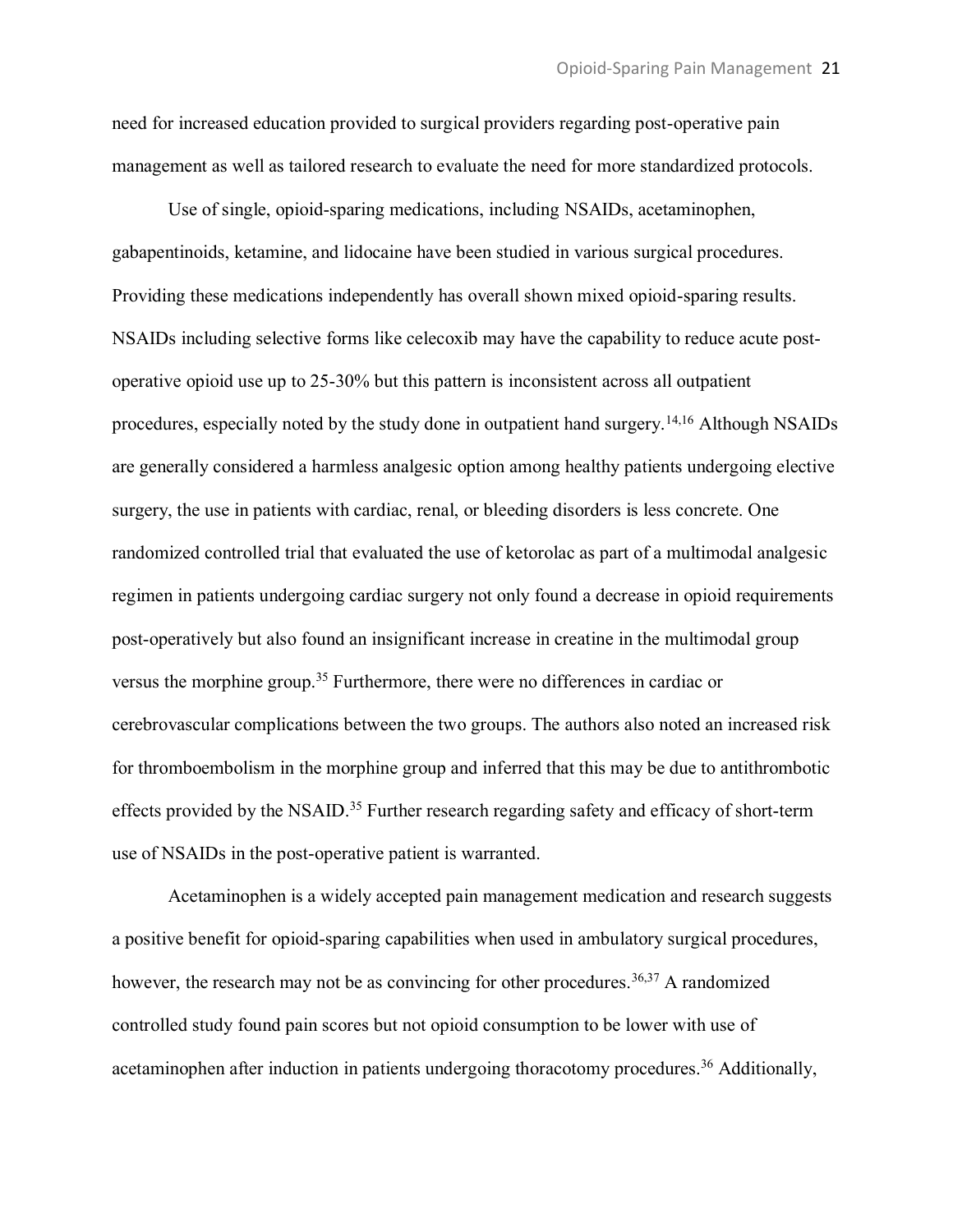need for increased education provided to surgical providers regarding post-operative pain management as well as tailored research to evaluate the need for more standardized protocols.

Use of single, opioid-sparing medications, including NSAIDs, acetaminophen, gabapentinoids, ketamine, and lidocaine have been studied in various surgical procedures. Providing these medications independently has overall shown mixed opioid-sparing results. NSAIDs including selective forms like celecoxib may have the capability to reduce acute post-operative opioid use up to 25-30% but this pattern is inconsistent across all outpatient procedures, especially noted by the study done in outpatient hand surgery.[14,16] Although NSAIDs are generally considered a harmless analgesic option among healthy patients undergoing elective surgery, the use in patients with cardiac, renal, or bleeding disorders is less concrete. One randomized controlled trial that evaluated the use of ketorolac as part of a multimodal analgesic regimen in patients undergoing cardiac surgery not only found a decrease in opioid requirements post-operatively but also found an insignificant increase in creatine in the multimodal group versus the morphine group.[35] Furthermore, there were no differences in cardiac or cerebrovascular complications between the two groups. The authors also noted an increased risk for thromboembolism in the morphine group and inferred that this may be due to antithrombotic effects provided by the NSAID.[35] Further research regarding safety and efficacy of short-term use of NSAIDs in the post-operative patient is warranted.

Acetaminophen is a widely accepted pain management medication and research suggests a positive benefit for opioid-sparing capabilities when used in ambulatory surgical procedures, however, the research may not be as convincing for other procedures.[36,37] A randomized controlled study found pain scores but not opioid consumption to be lower with use of acetaminophen after induction in patients undergoing thoracotomy procedures.[36] Additionally,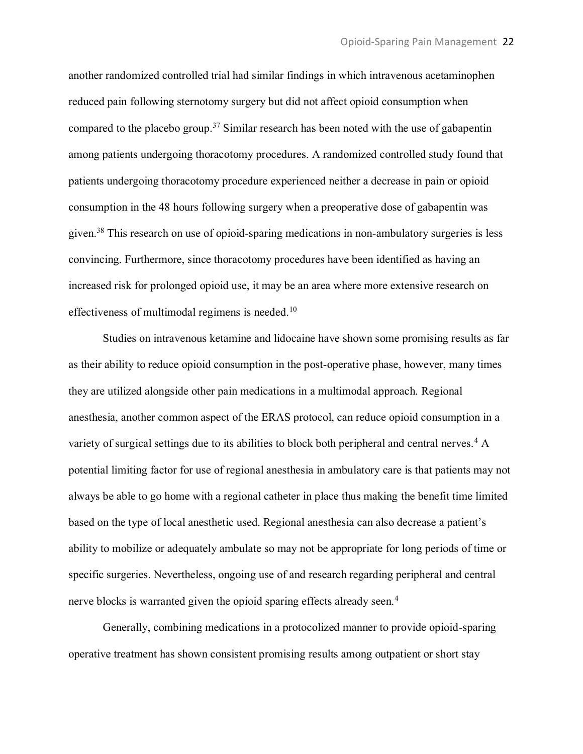another randomized controlled trial had similar findings in which intravenous acetaminophen reduced pain following sternotomy surgery but did not affect opioid consumption when compared to the placebo group.[37] Similar research has been noted with the use of gabapentin among patients undergoing thoracotomy procedures. A randomized controlled study found that patients undergoing thoracotomy procedure experienced neither a decrease in pain or opioid consumption in the 48 hours following surgery when a preoperative dose of gabapentin was given.[38] This research on use of opioid-sparing medications in non-ambulatory surgeries is less convincing. Furthermore, since thoracotomy procedures have been identified as having an increased risk for prolonged opioid use, it may be an area where more extensive research on effectiveness of multimodal regimens is needed.[10]

Studies on intravenous ketamine and lidocaine have shown some promising results as far as their ability to reduce opioid consumption in the post-operative phase, however, many times they are utilized alongside other pain medications in a multimodal approach. Regional anesthesia, another common aspect of the ERAS protocol, can reduce opioid consumption in a variety of surgical settings due to its abilities to block both peripheral and central nerves.[4] A potential limiting factor for use of regional anesthesia in ambulatory care is that patients may not always be able to go home with a regional catheter in place thus making the benefit time limited based on the type of local anesthetic used. Regional anesthesia can also decrease a patient's ability to mobilize or adequately ambulate so may not be appropriate for long periods of time or specific surgeries. Nevertheless, ongoing use of and research regarding peripheral and central nerve blocks is warranted given the opioid sparing effects already seen.[4]

Generally, combining medications in a protocolized manner to provide opioid-sparing operative treatment has shown consistent promising results among outpatient or short stay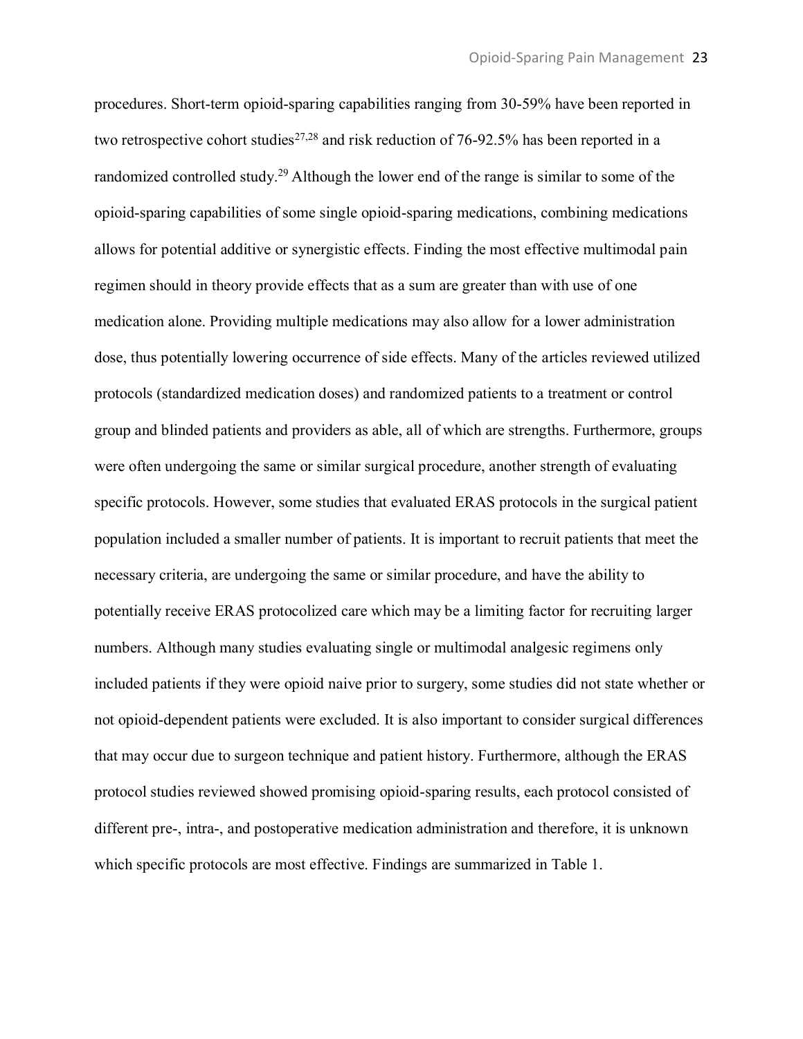procedures. Short-term opioid-sparing capabilities ranging from 30-59% have been reported in two retrospective cohort studies[27,28] and risk reduction of 76-92.5% has been reported in a randomized controlled study.[29] Although the lower end of the range is similar to some of the opioid-sparing capabilities of some single opioid-sparing medications, combining medications allows for potential additive or synergistic effects. Finding the most effective multimodal pain regimen should in theory provide effects that as a sum are greater than with use of one medication alone. Providing multiple medications may also allow for a lower administration dose, thus potentially lowering occurrence of side effects. Many of the articles reviewed utilized protocols (standardized medication doses) and randomized patients to a treatment or control group and blinded patients and providers as able, all of which are strengths. Furthermore, groups were often undergoing the same or similar surgical procedure, another strength of evaluating specific protocols. However, some studies that evaluated ERAS protocols in the surgical patient population included a smaller number of patients. It is important to recruit patients that meet the necessary criteria, are undergoing the same or similar procedure, and have the ability to potentially receive ERAS protocolized care which may be a limiting factor for recruiting larger numbers. Although many studies evaluating single or multimodal analgesic regimens only included patients if they were opioid naive prior to surgery, some studies did not state whether or not opioid-dependent patients were excluded. It is also important to consider surgical differences that may occur due to surgeon technique and patient history. Furthermore, although the ERAS protocol studies reviewed showed promising opioid-sparing results, each protocol consisted of different pre-, intra-, and postoperative medication administration and therefore, it is unknown which specific protocols are most effective. Findings are summarized in Table 1.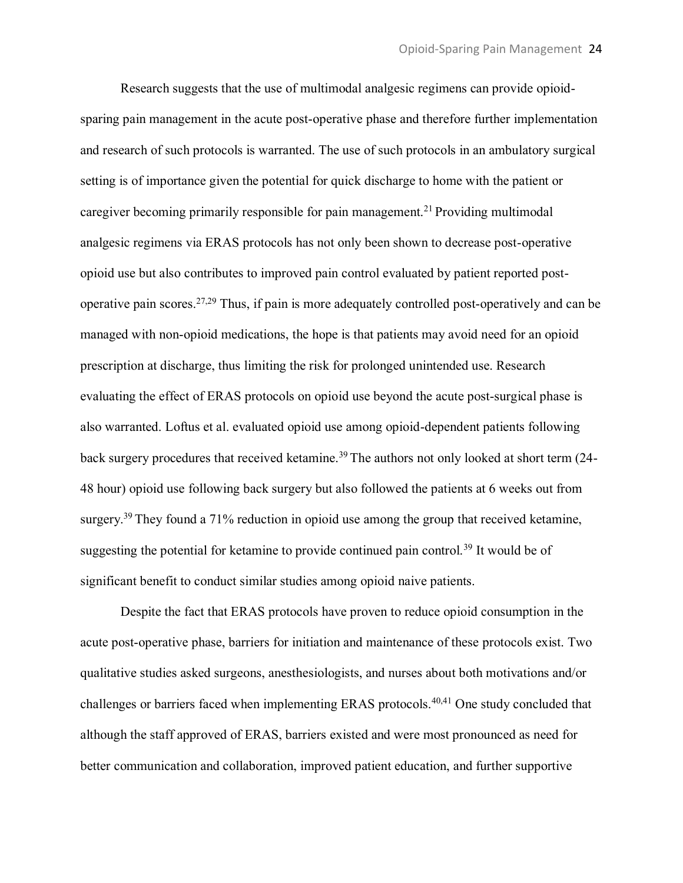Research suggests that the use of multimodal analgesic regimens can provide opioid-sparing pain management in the acute post-operative phase and therefore further implementation and research of such protocols is warranted. The use of such protocols in an ambulatory surgical setting is of importance given the potential for quick discharge to home with the patient or caregiver becoming primarily responsible for pain management.[21] Providing multimodal analgesic regimens via ERAS protocols has not only been shown to decrease post-operative opioid use but also contributes to improved pain control evaluated by patient reported post-operative pain scores.[27,29] Thus, if pain is more adequately controlled post-operatively and can be managed with non-opioid medications, the hope is that patients may avoid need for an opioid prescription at discharge, thus limiting the risk for prolonged unintended use. Research evaluating the effect of ERAS protocols on opioid use beyond the acute post-surgical phase is also warranted. Loftus et al. evaluated opioid use among opioid-dependent patients following back surgery procedures that received ketamine.[39] The authors not only looked at short term (24-48 hour) opioid use following back surgery but also followed the patients at 6 weeks out from surgery.[39] They found a 71% reduction in opioid use among the group that received ketamine, suggesting the potential for ketamine to provide continued pain control.[39] It would be of significant benefit to conduct similar studies among opioid naive patients.

Despite the fact that ERAS protocols have proven to reduce opioid consumption in the acute post-operative phase, barriers for initiation and maintenance of these protocols exist. Two qualitative studies asked surgeons, anesthesiologists, and nurses about both motivations and/or challenges or barriers faced when implementing ERAS protocols.[40,41] One study concluded that although the staff approved of ERAS, barriers existed and were most pronounced as need for better communication and collaboration, improved patient education, and further supportive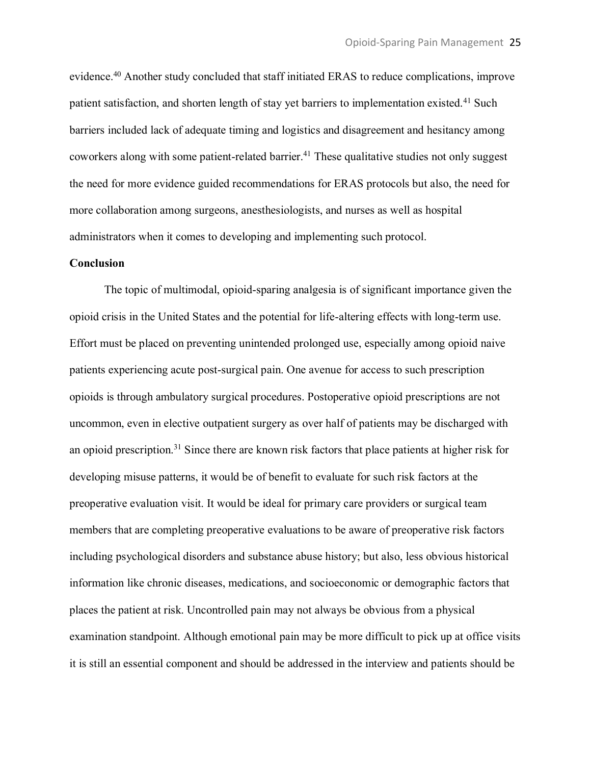evidence.[40] Another study concluded that staff initiated ERAS to reduce complications, improve patient satisfaction, and shorten length of stay yet barriers to implementation existed.[41] Such barriers included lack of adequate timing and logistics and disagreement and hesitancy among coworkers along with some patient-related barrier.[41] These qualitative studies not only suggest the need for more evidence guided recommendations for ERAS protocols but also, the need for more collaboration among surgeons, anesthesiologists, and nurses as well as hospital administrators when it comes to developing and implementing such protocol.

**Conclusion**

The topic of multimodal, opioid-sparing analgesia is of significant importance given the opioid crisis in the United States and the potential for life-altering effects with long-term use. Effort must be placed on preventing unintended prolonged use, especially among opioid naive patients experiencing acute post-surgical pain. One avenue for access to such prescription opioids is through ambulatory surgical procedures. Postoperative opioid prescriptions are not uncommon, even in elective outpatient surgery as over half of patients may be discharged with an opioid prescription.[31] Since there are known risk factors that place patients at higher risk for developing misuse patterns, it would be of benefit to evaluate for such risk factors at the preoperative evaluation visit. It would be ideal for primary care providers or surgical team members that are completing preoperative evaluations to be aware of preoperative risk factors including psychological disorders and substance abuse history; but also, less obvious historical information like chronic diseases, medications, and socioeconomic or demographic factors that places the patient at risk. Uncontrolled pain may not always be obvious from a physical examination standpoint. Although emotional pain may be more difficult to pick up at office visits it is still an essential component and should be addressed in the interview and patients should be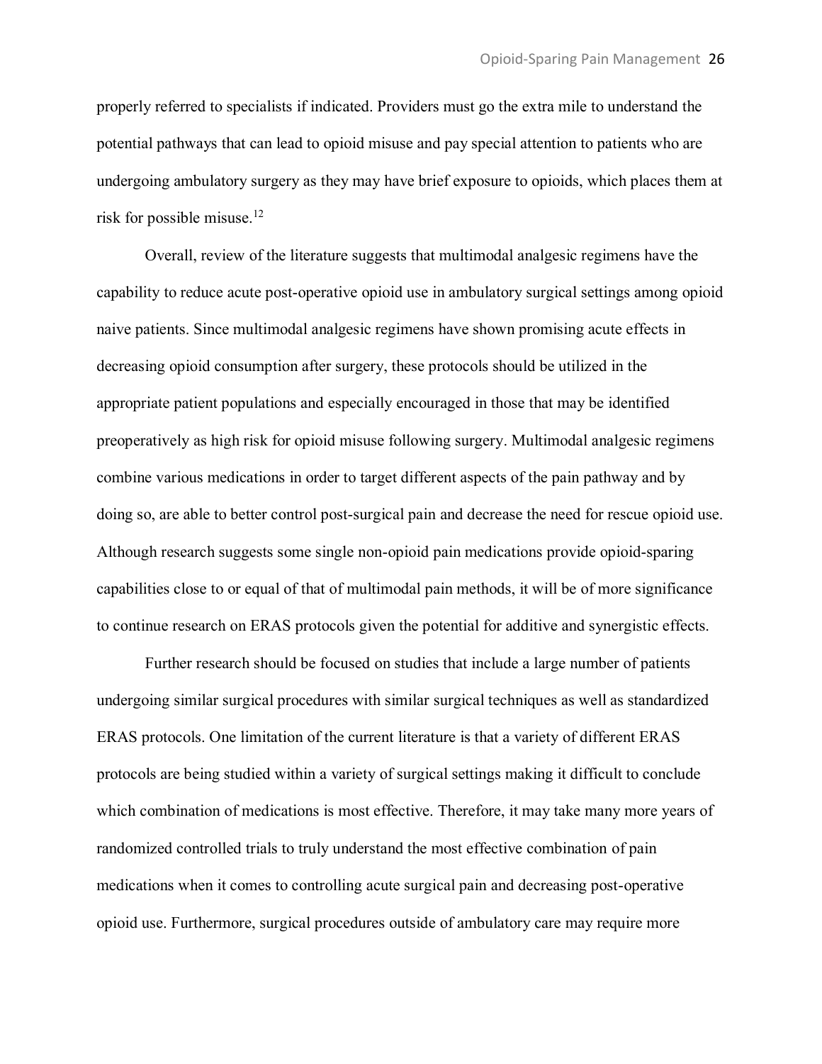properly referred to specialists if indicated. Providers must go the extra mile to understand the potential pathways that can lead to opioid misuse and pay special attention to patients who are undergoing ambulatory surgery as they may have brief exposure to opioids, which places them at risk for possible misuse.[12]

Overall, review of the literature suggests that multimodal analgesic regimens have the capability to reduce acute post-operative opioid use in ambulatory surgical settings among opioid naive patients. Since multimodal analgesic regimens have shown promising acute effects in decreasing opioid consumption after surgery, these protocols should be utilized in the appropriate patient populations and especially encouraged in those that may be identified preoperatively as high risk for opioid misuse following surgery. Multimodal analgesic regimens combine various medications in order to target different aspects of the pain pathway and by doing so, are able to better control post-surgical pain and decrease the need for rescue opioid use. Although research suggests some single non-opioid pain medications provide opioid-sparing capabilities close to or equal of that of multimodal pain methods, it will be of more significance to continue research on ERAS protocols given the potential for additive and synergistic effects.

Further research should be focused on studies that include a large number of patients undergoing similar surgical procedures with similar surgical techniques as well as standardized ERAS protocols. One limitation of the current literature is that a variety of different ERAS protocols are being studied within a variety of surgical settings making it difficult to conclude which combination of medications is most effective. Therefore, it may take many more years of randomized controlled trials to truly understand the most effective combination of pain medications when it comes to controlling acute surgical pain and decreasing post-operative opioid use. Furthermore, surgical procedures outside of ambulatory care may require more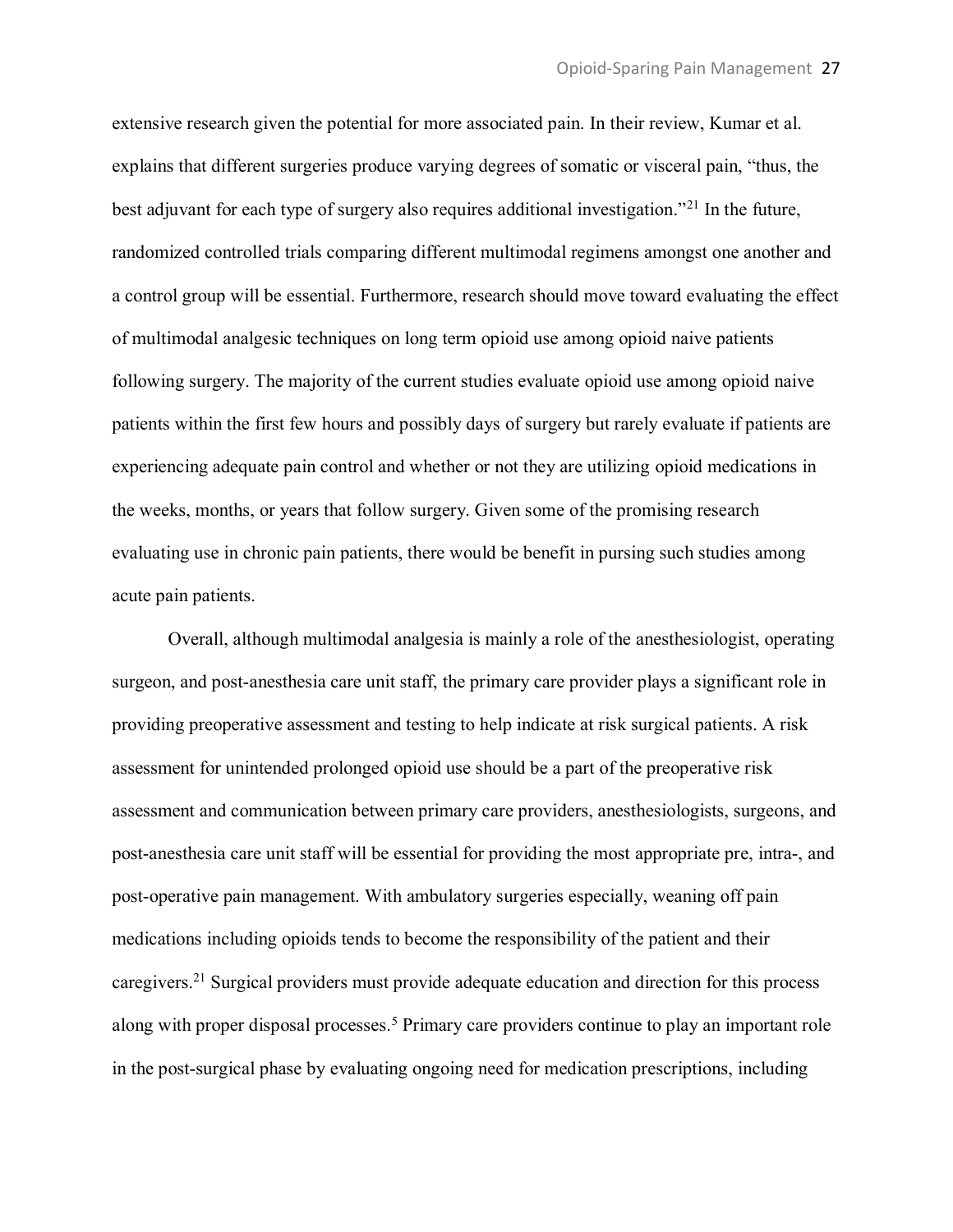extensive research given the potential for more associated pain. In their review, Kumar et al. explains that different surgeries produce varying degrees of somatic or visceral pain, "thus, the best adjuvant for each type of surgery also requires additional investigation."[21] In the future, randomized controlled trials comparing different multimodal regimens amongst one another and a control group will be essential. Furthermore, research should move toward evaluating the effect of multimodal analgesic techniques on long term opioid use among opioid naive patients following surgery. The majority of the current studies evaluate opioid use among opioid naive patients within the first few hours and possibly days of surgery but rarely evaluate if patients are experiencing adequate pain control and whether or not they are utilizing opioid medications in the weeks, months, or years that follow surgery. Given some of the promising research evaluating use in chronic pain patients, there would be benefit in pursing such studies among acute pain patients.

Overall, although multimodal analgesia is mainly a role of the anesthesiologist, operating surgeon, and post-anesthesia care unit staff, the primary care provider plays a significant role in providing preoperative assessment and testing to help indicate at risk surgical patients. A risk assessment for unintended prolonged opioid use should be a part of the preoperative risk assessment and communication between primary care providers, anesthesiologists, surgeons, and post-anesthesia care unit staff will be essential for providing the most appropriate pre, intra-, and post-operative pain management. With ambulatory surgeries especially, weaning off pain medications including opioids tends to become the responsibility of the patient and their caregivers.[21] Surgical providers must provide adequate education and direction for this process along with proper disposal processes.[5] Primary care providers continue to play an important role in the post-surgical phase by evaluating ongoing need for medication prescriptions, including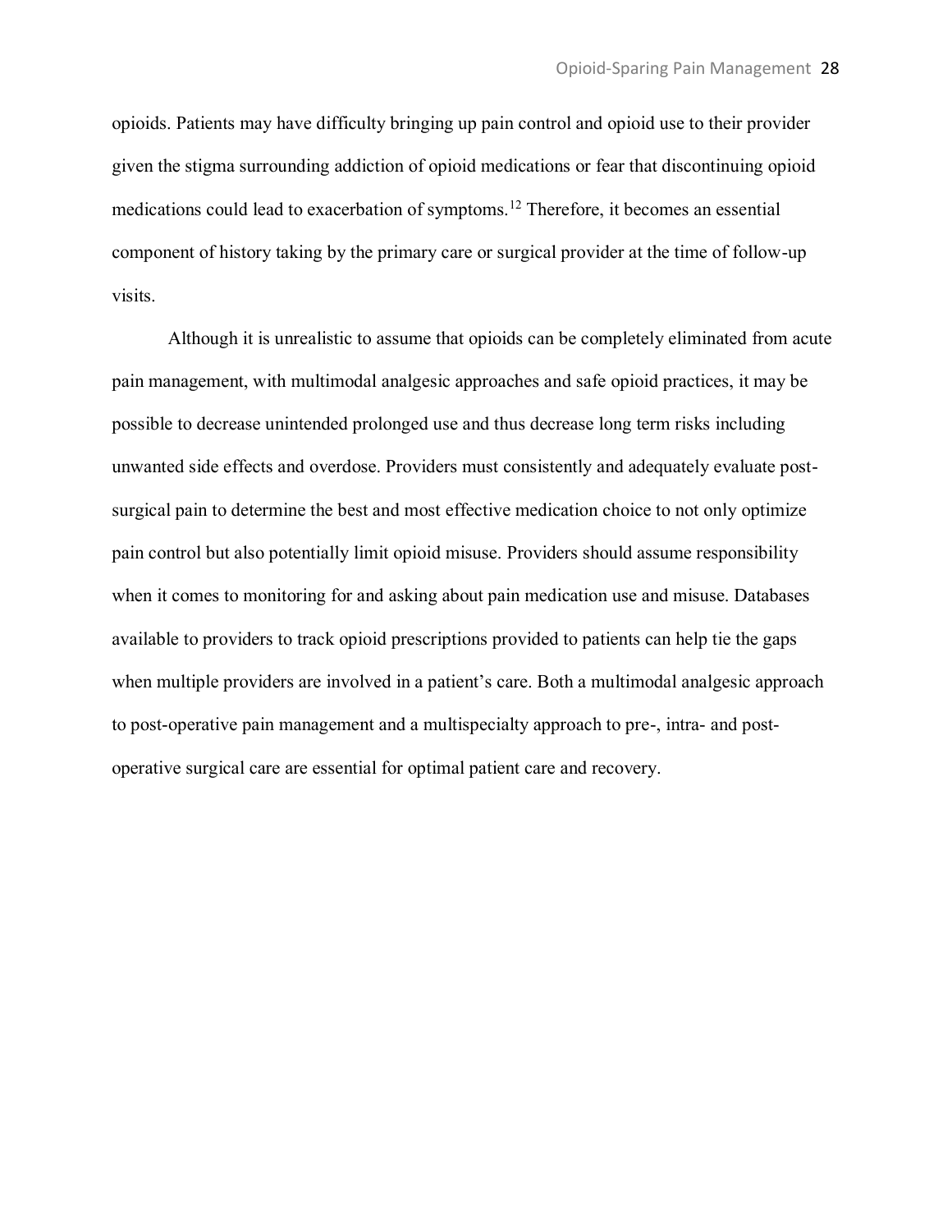opioids. Patients may have difficulty bringing up pain control and opioid use to their provider given the stigma surrounding addiction of opioid medications or fear that discontinuing opioid medications could lead to exacerbation of symptoms.[12] Therefore, it becomes an essential component of history taking by the primary care or surgical provider at the time of follow-up visits.

Although it is unrealistic to assume that opioids can be completely eliminated from acute pain management, with multimodal analgesic approaches and safe opioid practices, it may be possible to decrease unintended prolonged use and thus decrease long term risks including unwanted side effects and overdose. Providers must consistently and adequately evaluate post-surgical pain to determine the best and most effective medication choice to not only optimize pain control but also potentially limit opioid misuse. Providers should assume responsibility when it comes to monitoring for and asking about pain medication use and misuse. Databases available to providers to track opioid prescriptions provided to patients can help tie the gaps when multiple providers are involved in a patient's care. Both a multimodal analgesic approach to post-operative pain management and a multispecialty approach to pre-, intra- and post-operative surgical care are essential for optimal patient care and recovery.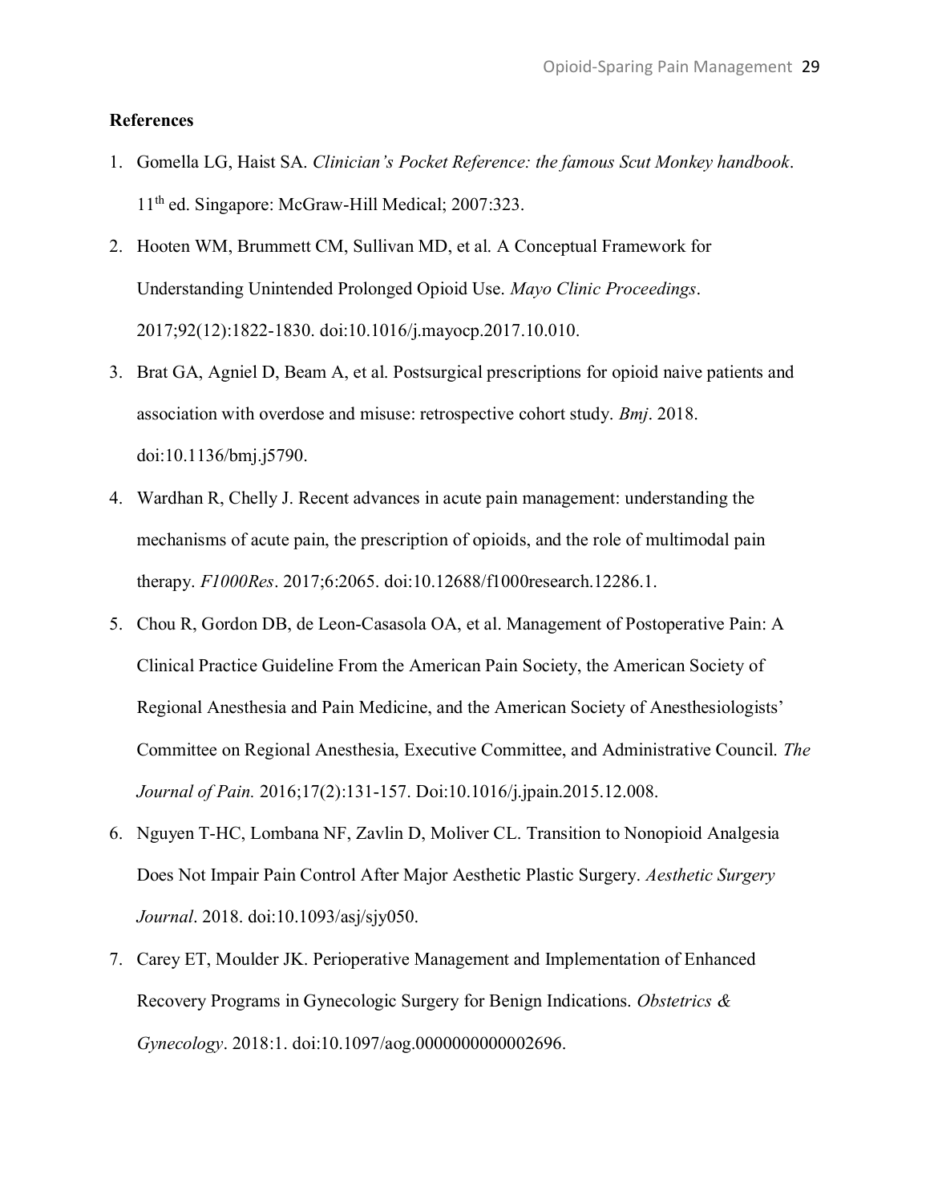**References**

1. Gomella LG, Haist SA. *Clinician's Pocket Reference: the famous Scut Monkey handbook*. 11th ed. Singapore: McGraw-Hill Medical; 2007:323.
2. Hooten WM, Brummett CM, Sullivan MD, et al. A Conceptual Framework for Understanding Unintended Prolonged Opioid Use. *Mayo Clinic Proceedings*. 2017;92(12):1822-1830. doi:10.1016/j.mayocp.2017.10.010.
3. Brat GA, Agniel D, Beam A, et al. Postsurgical prescriptions for opioid naive patients and association with overdose and misuse: retrospective cohort study. *Bmj*. 2018. doi:10.1136/bmj.j5790.
4. Wardhan R, Chelly J. Recent advances in acute pain management: understanding the mechanisms of acute pain, the prescription of opioids, and the role of multimodal pain therapy. *F1000Res*. 2017;6:2065. doi:10.12688/f1000research.12286.1.
5. Chou R, Gordon DB, de Leon-Casasola OA, et al. Management of Postoperative Pain: A Clinical Practice Guideline From the American Pain Society, the American Society of Regional Anesthesia and Pain Medicine, and the American Society of Anesthesiologists' Committee on Regional Anesthesia, Executive Committee, and Administrative Council. *The Journal of Pain.* 2016;17(2):131-157. Doi:10.1016/j.jpain.2015.12.008.
6. Nguyen T-HC, Lombana NF, Zavlin D, Moliver CL. Transition to Nonopioid Analgesia Does Not Impair Pain Control After Major Aesthetic Plastic Surgery. *Aesthetic Surgery Journal*. 2018. doi:10.1093/asj/sjy050.
7. Carey ET, Moulder JK. Perioperative Management and Implementation of Enhanced Recovery Programs in Gynecologic Surgery for Benign Indications. *Obstetrics & Gynecology*. 2018:1. doi:10.1097/aog.0000000000002696.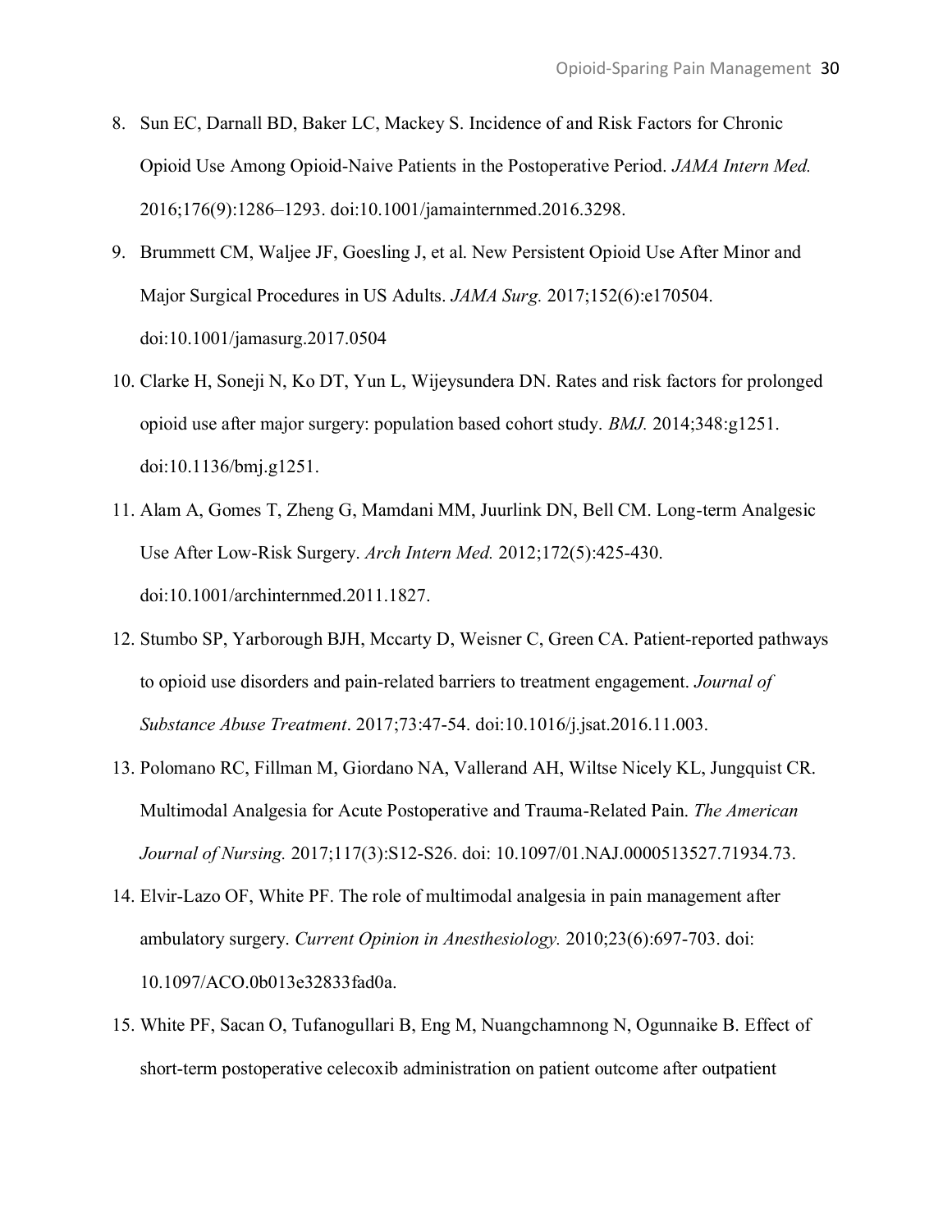8. Sun EC, Darnall BD, Baker LC, Mackey S. Incidence of and Risk Factors for Chronic Opioid Use Among Opioid-Naive Patients in the Postoperative Period. *JAMA Intern Med.* 2016;176(9):1286–1293. doi:10.1001/jamainternmed.2016.3298.
9. Brummett CM, Waljee JF, Goesling J, et al. New Persistent Opioid Use After Minor and Major Surgical Procedures in US Adults. *JAMA Surg.* 2017;152(6):e170504. doi:10.1001/jamasurg.2017.0504
10. Clarke H, Soneji N, Ko DT, Yun L, Wijeysundera DN. Rates and risk factors for prolonged opioid use after major surgery: population based cohort study. *BMJ.* 2014;348:g1251. doi:10.1136/bmj.g1251.
11. Alam A, Gomes T, Zheng G, Mamdani MM, Juurlink DN, Bell CM. Long-term Analgesic Use After Low-Risk Surgery. *Arch Intern Med.* 2012;172(5):425-430. doi:10.1001/archinternmed.2011.1827.
12. Stumbo SP, Yarborough BJH, Mccarty D, Weisner C, Green CA. Patient-reported pathways to opioid use disorders and pain-related barriers to treatment engagement. *Journal of Substance Abuse Treatment*. 2017;73:47-54. doi:10.1016/j.jsat.2016.11.003.
13. Polomano RC, Fillman M, Giordano NA, Vallerand AH, Wiltse Nicely KL, Jungquist CR. Multimodal Analgesia for Acute Postoperative and Trauma-Related Pain. *The American Journal of Nursing.* 2017;117(3):S12-S26. doi: 10.1097/01.NAJ.0000513527.71934.73.
14. Elvir-Lazo OF, White PF. The role of multimodal analgesia in pain management after ambulatory surgery. *Current Opinion in Anesthesiology.* 2010;23(6):697-703. doi: 10.1097/ACO.0b013e32833fad0a.
15. White PF, Sacan O, Tufanogullari B, Eng M, Nuangchamnong N, Ogunnaike B. Effect of short-term postoperative celecoxib administration on patient outcome after outpatient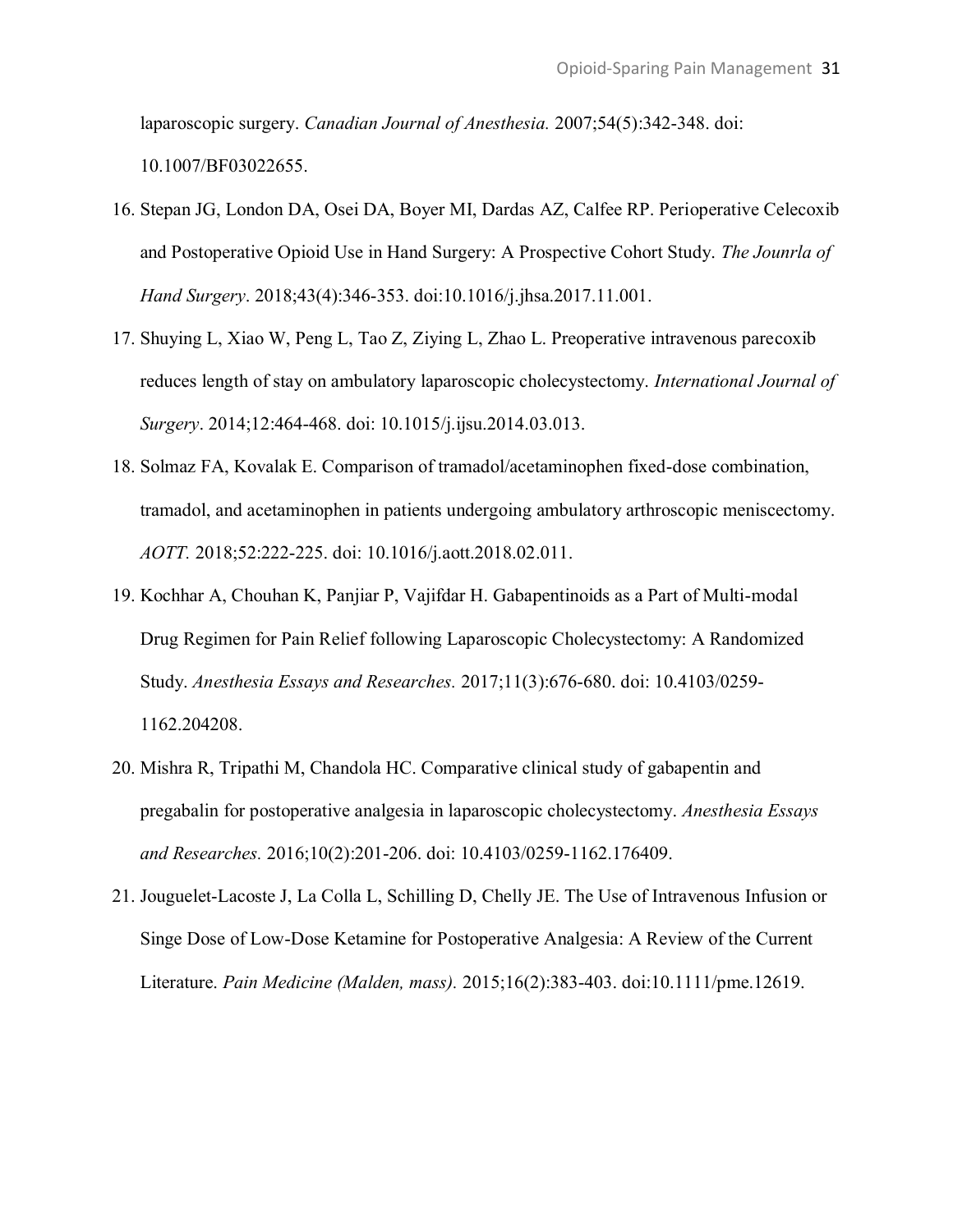laparoscopic surgery. *Canadian Journal of Anesthesia.* 2007;54(5):342-348. doi: 10.1007/BF03022655.

16. Stepan JG, London DA, Osei DA, Boyer MI, Dardas AZ, Calfee RP. Perioperative Celecoxib and Postoperative Opioid Use in Hand Surgery: A Prospective Cohort Study. *The Jounrla of Hand Surgery*. 2018;43(4):346-353. doi:10.1016/j.jhsa.2017.11.001.
17. Shuying L, Xiao W, Peng L, Tao Z, Ziying L, Zhao L. Preoperative intravenous parecoxib reduces length of stay on ambulatory laparoscopic cholecystectomy. *International Journal of Surgery*. 2014;12:464-468. doi: 10.1015/j.ijsu.2014.03.013.
18. Solmaz FA, Kovalak E. Comparison of tramadol/acetaminophen fixed-dose combination, tramadol, and acetaminophen in patients undergoing ambulatory arthroscopic meniscectomy. *AOTT.* 2018;52:222-225. doi: 10.1016/j.aott.2018.02.011.
19. Kochhar A, Chouhan K, Panjiar P, Vajifdar H. Gabapentinoids as a Part of Multi-modal Drug Regimen for Pain Relief following Laparoscopic Cholecystectomy: A Randomized Study. *Anesthesia Essays and Researches.* 2017;11(3):676-680. doi: 10.4103/0259-1162.204208.
20. Mishra R, Tripathi M, Chandola HC. Comparative clinical study of gabapentin and pregabalin for postoperative analgesia in laparoscopic cholecystectomy. *Anesthesia Essays and Researches.* 2016;10(2):201-206. doi: 10.4103/0259-1162.176409.
21. Jouguelet-Lacoste J, La Colla L, Schilling D, Chelly JE. The Use of Intravenous Infusion or Singe Dose of Low-Dose Ketamine for Postoperative Analgesia: A Review of the Current Literature. *Pain Medicine (Malden, mass).* 2015;16(2):383-403. doi:10.1111/pme.12619.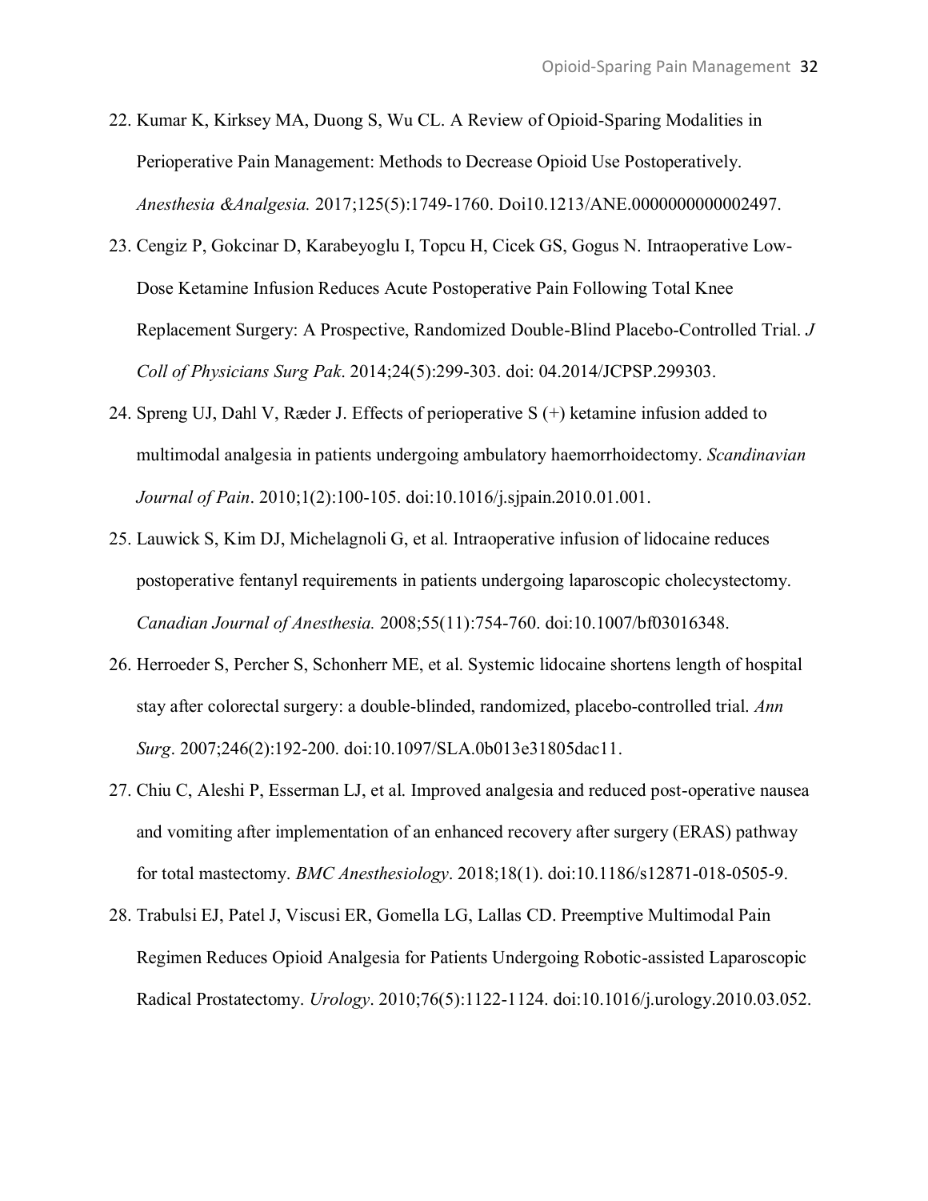22. Kumar K, Kirksey MA, Duong S, Wu CL. A Review of Opioid-Sparing Modalities in Perioperative Pain Management: Methods to Decrease Opioid Use Postoperatively. *Anesthesia &Analgesia.* 2017;125(5):1749-1760. Doi10.1213/ANE.0000000000002497.
23. Cengiz P, Gokcinar D, Karabeyoglu I, Topcu H, Cicek GS, Gogus N. Intraoperative Low-Dose Ketamine Infusion Reduces Acute Postoperative Pain Following Total Knee Replacement Surgery: A Prospective, Randomized Double-Blind Placebo-Controlled Trial. *J Coll of Physicians Surg Pak*. 2014;24(5):299-303. doi: 04.2014/JCPSP.299303.
24. Spreng UJ, Dahl V, Ræder J. Effects of perioperative S (+) ketamine infusion added to multimodal analgesia in patients undergoing ambulatory haemorrhoidectomy. *Scandinavian Journal of Pain*. 2010;1(2):100-105. doi:10.1016/j.sjpain.2010.01.001.
25. Lauwick S, Kim DJ, Michelagnoli G, et al. Intraoperative infusion of lidocaine reduces postoperative fentanyl requirements in patients undergoing laparoscopic cholecystectomy. *Canadian Journal of Anesthesia.* 2008;55(11):754-760. doi:10.1007/bf03016348.
26. Herroeder S, Percher S, Schonherr ME, et al. Systemic lidocaine shortens length of hospital stay after colorectal surgery: a double-blinded, randomized, placebo-controlled trial. *Ann Surg*. 2007;246(2):192-200. doi:10.1097/SLA.0b013e31805dac11.
27. Chiu C, Aleshi P, Esserman LJ, et al. Improved analgesia and reduced post-operative nausea and vomiting after implementation of an enhanced recovery after surgery (ERAS) pathway for total mastectomy. *BMC Anesthesiology*. 2018;18(1). doi:10.1186/s12871-018-0505-9.
28. Trabulsi EJ, Patel J, Viscusi ER, Gomella LG, Lallas CD. Preemptive Multimodal Pain Regimen Reduces Opioid Analgesia for Patients Undergoing Robotic-assisted Laparoscopic Radical Prostatectomy. *Urology*. 2010;76(5):1122-1124. doi:10.1016/j.urology.2010.03.052.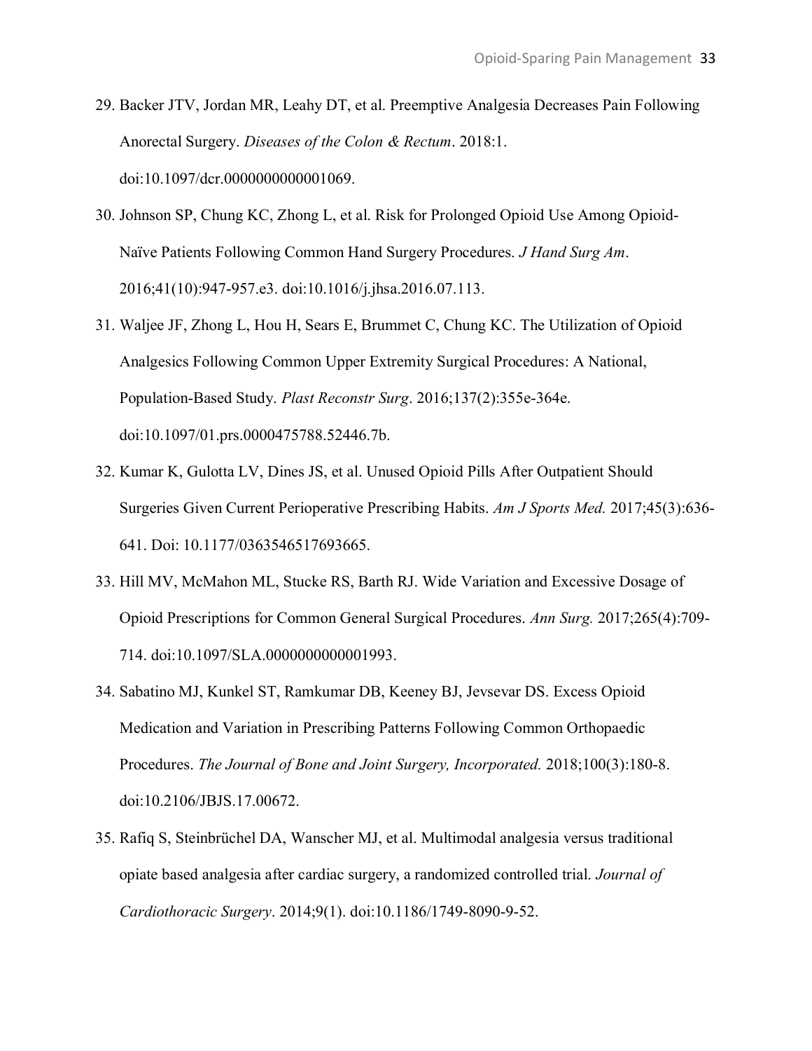29. Backer JTV, Jordan MR, Leahy DT, et al. Preemptive Analgesia Decreases Pain Following Anorectal Surgery. *Diseases of the Colon & Rectum*. 2018:1. doi:10.1097/dcr.0000000000001069.
30. Johnson SP, Chung KC, Zhong L, et al. Risk for Prolonged Opioid Use Among Opioid-Naïve Patients Following Common Hand Surgery Procedures. *J Hand Surg Am*. 2016;41(10):947-957.e3. doi:10.1016/j.jhsa.2016.07.113.
31. Waljee JF, Zhong L, Hou H, Sears E, Brummet C, Chung KC. The Utilization of Opioid Analgesics Following Common Upper Extremity Surgical Procedures: A National, Population-Based Study. *Plast Reconstr Surg*. 2016;137(2):355e-364e. doi:10.1097/01.prs.0000475788.52446.7b.
32. Kumar K, Gulotta LV, Dines JS, et al. Unused Opioid Pills After Outpatient Should Surgeries Given Current Perioperative Prescribing Habits. *Am J Sports Med.* 2017;45(3):636-641. Doi: 10.1177/0363546517693665.
33. Hill MV, McMahon ML, Stucke RS, Barth RJ. Wide Variation and Excessive Dosage of Opioid Prescriptions for Common General Surgical Procedures. *Ann Surg.* 2017;265(4):709-714. doi:10.1097/SLA.0000000000001993.
34. Sabatino MJ, Kunkel ST, Ramkumar DB, Keeney BJ, Jevsevar DS. Excess Opioid Medication and Variation in Prescribing Patterns Following Common Orthopaedic Procedures. *The Journal of Bone and Joint Surgery, Incorporated.* 2018;100(3):180-8. doi:10.2106/JBJS.17.00672.
35. Rafiq S, Steinbrüchel DA, Wanscher MJ, et al. Multimodal analgesia versus traditional opiate based analgesia after cardiac surgery, a randomized controlled trial. *Journal of Cardiothoracic Surgery*. 2014;9(1). doi:10.1186/1749-8090-9-52.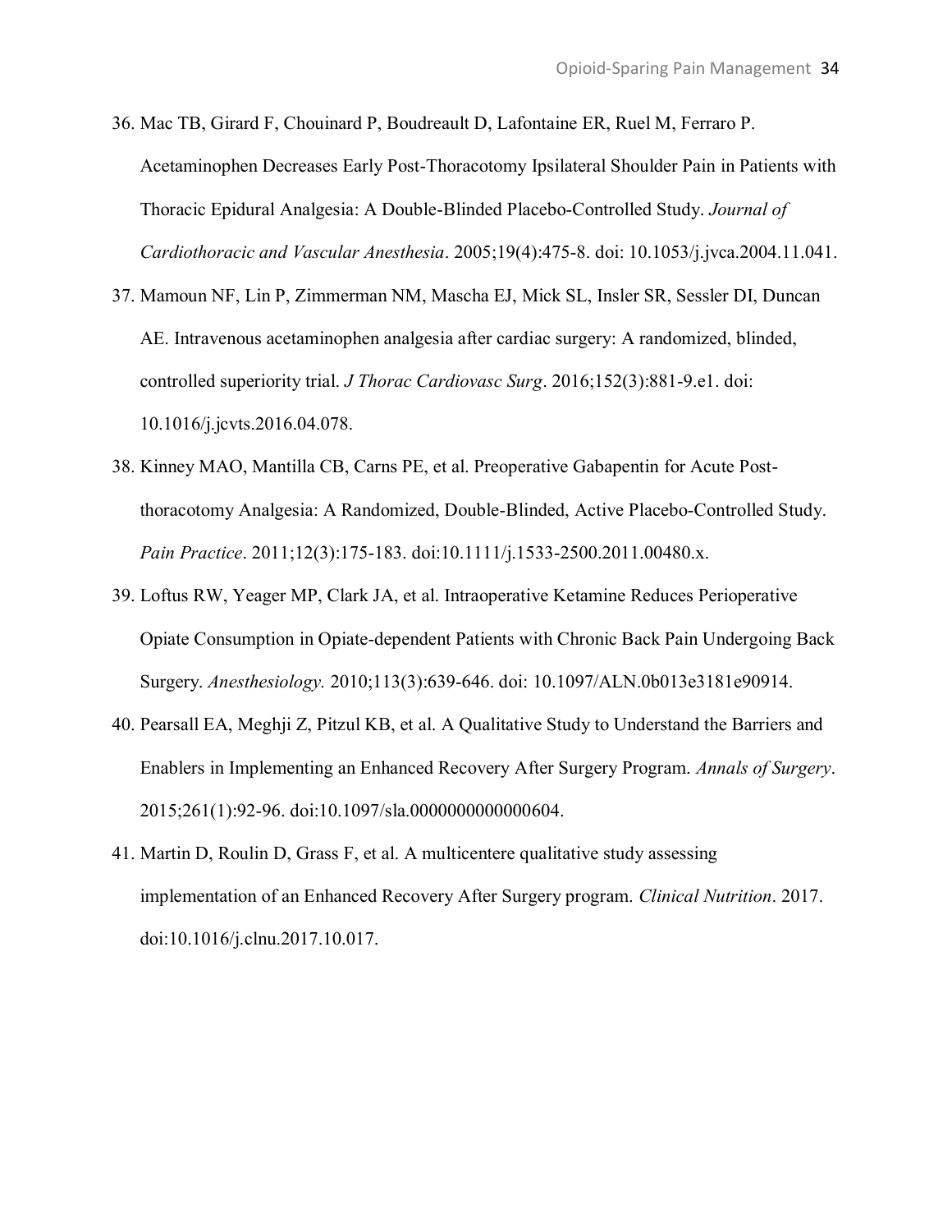36. Mac TB, Girard F, Chouinard P, Boudreault D, Lafontaine ER, Ruel M, Ferraro P. Acetaminophen Decreases Early Post-Thoracotomy Ipsilateral Shoulder Pain in Patients with Thoracic Epidural Analgesia: A Double-Blinded Placebo-Controlled Study. *Journal of Cardiothoracic and Vascular Anesthesia*. 2005;19(4):475-8. doi: 10.1053/j.jvca.2004.11.041.
37. Mamoun NF, Lin P, Zimmerman NM, Mascha EJ, Mick SL, Insler SR, Sessler DI, Duncan AE. Intravenous acetaminophen analgesia after cardiac surgery: A randomized, blinded, controlled superiority trial. *J Thorac Cardiovasc Surg*. 2016;152(3):881-9.e1. doi: 10.1016/j.jcvts.2016.04.078.
38. Kinney MAO, Mantilla CB, Carns PE, et al. Preoperative Gabapentin for Acute Post-thoracotomy Analgesia: A Randomized, Double-Blinded, Active Placebo-Controlled Study. *Pain Practice*. 2011;12(3):175-183. doi:10.1111/j.1533-2500.2011.00480.x.
39. Loftus RW, Yeager MP, Clark JA, et al. Intraoperative Ketamine Reduces Perioperative Opiate Consumption in Opiate-dependent Patients with Chronic Back Pain Undergoing Back Surgery. *Anesthesiology.* 2010;113(3):639-646. doi: 10.1097/ALN.0b013e3181e90914.
40. Pearsall EA, Meghji Z, Pitzul KB, et al. A Qualitative Study to Understand the Barriers and Enablers in Implementing an Enhanced Recovery After Surgery Program. *Annals of Surgery*. 2015;261(1):92-96. doi:10.1097/sla.0000000000000604.
41. Martin D, Roulin D, Grass F, et al. A multicentere qualitative study assessing implementation of an Enhanced Recovery After Surgery program. *Clinical Nutrition*. 2017. doi:10.1016/j.clnu.2017.10.017.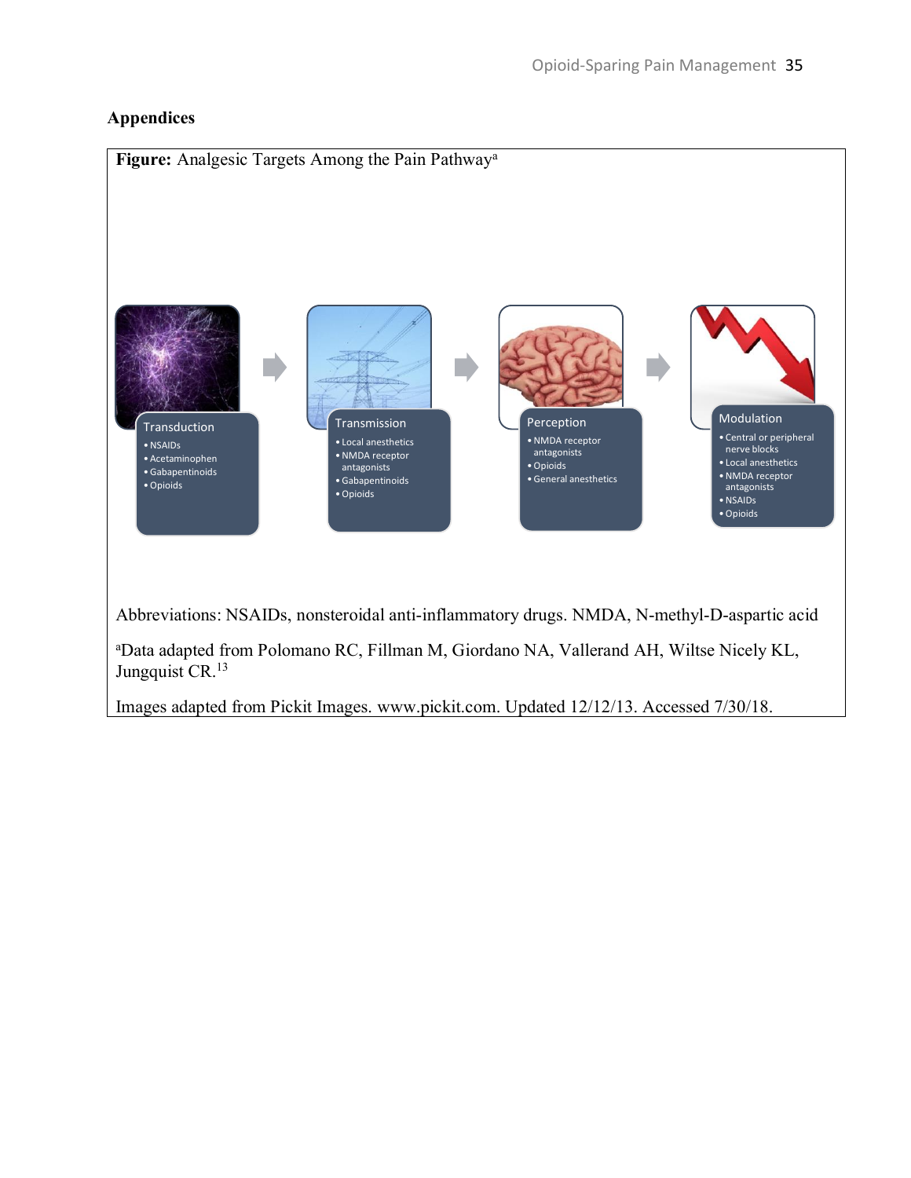## Appendices

**Figure:** Analgesic Targets Among the Pain Pathway[a]

**Transduction**
- NSAIDs
- Acetaminophen
- Gabapentinoids
- Opioids

**Transmission**
- Local anesthetics
- NMDA receptor antagonists
- Gabapentinoids
- Opioids

**Perception**
- NMDA receptor antagonists
- Opioids
- General anesthetics

**Modulation**
- Central or peripheral nerve blocks
- Local anesthetics
- NMDA receptor antagonists
- NSAIDs
- Opioids

Abbreviations: NSAIDs, nonsteroidal anti-inflammatory drugs. NMDA, N-methyl-D-aspartic acid

[a]Data adapted from Polomano RC, Fillman M, Giordano NA, Vallerand AH, Wiltse Nicely KL, Jungquist CR.[13]

Images adapted from Pickit Images. www.pickit.com. Updated 12/12/13. Accessed 7/30/18.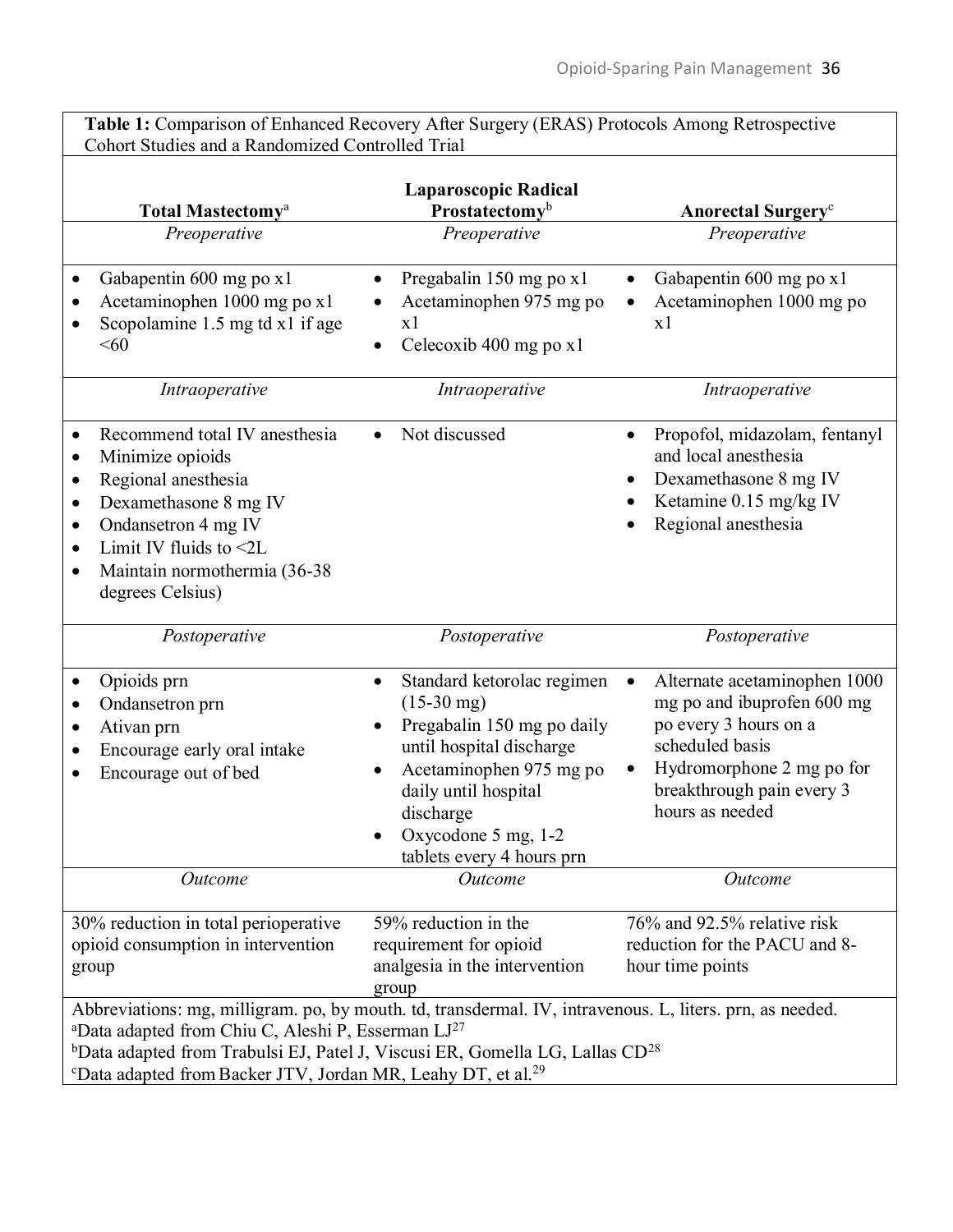**Table 1:** Comparison of Enhanced Recovery After Surgery (ERAS) Protocols Among Retrospective Cohort Studies and a Randomized Controlled Trial

| **Total Mastectomy**[a] | **Laparoscopic Radical Prostatectomy**[b] | **Anorectal Surgery**[c] |
|---|---|---|
| *Preoperative* | *Preoperative* | *Preoperative* |
| • Gabapentin 600 mg po x1<br>• Acetaminophen 1000 mg po x1<br>• Scopolamine 1.5 mg td x1 if age <60 | • Pregabalin 150 mg po x1<br>• Acetaminophen 975 mg po x1<br>• Celecoxib 400 mg po x1 | • Gabapentin 600 mg po x1<br>• Acetaminophen 1000 mg po x1 |
| *Intraoperative* | *Intraoperative* | *Intraoperative* |
| • Recommend total IV anesthesia<br>• Minimize opioids<br>• Regional anesthesia<br>• Dexamethasone 8 mg IV<br>• Ondansetron 4 mg IV<br>• Limit IV fluids to <2L<br>• Maintain normothermia (36-38 degrees Celsius) | • Not discussed | • Propofol, midazolam, fentanyl and local anesthesia<br>• Dexamethasone 8 mg IV<br>• Ketamine 0.15 mg/kg IV<br>• Regional anesthesia |
| *Postoperative* | *Postoperative* | *Postoperative* |
| • Opioids prn<br>• Ondansetron prn<br>• Ativan prn<br>• Encourage early oral intake<br>• Encourage out of bed | • Standard ketorolac regimen (15-30 mg)<br>• Pregabalin 150 mg po daily until hospital discharge<br>• Acetaminophen 975 mg po daily until hospital discharge<br>• Oxycodone 5 mg, 1-2 tablets every 4 hours prn | • Alternate acetaminophen 1000 mg po and ibuprofen 600 mg po every 3 hours on a scheduled basis<br>• Hydromorphone 2 mg po for breakthrough pain every 3 hours as needed |
| *Outcome* | *Outcome* | *Outcome* |
| 30% reduction in total perioperative opioid consumption in intervention group | 59% reduction in the requirement for opioid analgesia in the intervention group | 76% and 92.5% relative risk reduction for the PACU and 8-hour time points |

Abbreviations: mg, milligram. po, by mouth. td, transdermal. IV, intravenous. L, liters. prn, as needed.
[a]Data adapted from Chiu C, Aleshi P, Esserman LJ[27]
[b]Data adapted from Trabulsi EJ, Patel J, Viscusi ER, Gomella LG, Lallas CD[28]
[c]Data adapted from Backer JTV, Jordan MR, Leahy DT, et al.[29]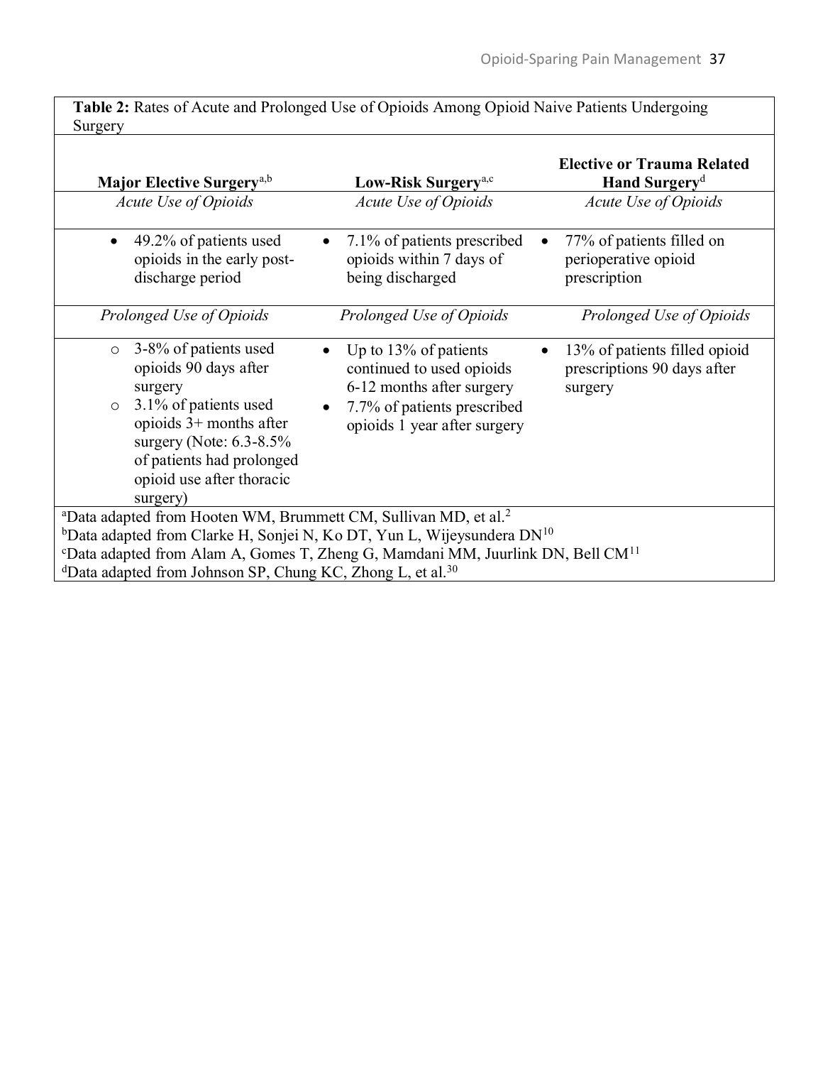**Table 2:** Rates of Acute and Prolonged Use of Opioids Among Opioid Naive Patients Undergoing Surgery

| Major Elective Surgery[a,b] | Low-Risk Surgery[a,c] | Elective or Trauma Related Hand Surgery[d] |
|---|---|---|
| *Acute Use of Opioids* | *Acute Use of Opioids* | *Acute Use of Opioids* |
| • 49.2% of patients used opioids in the early post-discharge period | • 7.1% of patients prescribed opioids within 7 days of being discharged | • 77% of patients filled on perioperative opioid prescription |
| *Prolonged Use of Opioids* | *Prolonged Use of Opioids* | *Prolonged Use of Opioids* |
| ○ 3-8% of patients used opioids 90 days after surgery<br>○ 3.1% of patients used opioids 3+ months after surgery (Note: 6.3-8.5% of patients had prolonged opioid use after thoracic surgery) | • Up to 13% of patients continued to used opioids 6-12 months after surgery<br>• 7.7% of patients prescribed opioids 1 year after surgery | • 13% of patients filled opioid prescriptions 90 days after surgery |

[a]Data adapted from Hooten WM, Brummett CM, Sullivan MD, et al.[2]
[b]Data adapted from Clarke H, Sonjei N, Ko DT, Yun L, Wijeysundera DN[10]
[c]Data adapted from Alam A, Gomes T, Zheng G, Mamdani MM, Juurlink DN, Bell CM[11]
[d]Data adapted from Johnson SP, Chung KC, Zhong L, et al.[30]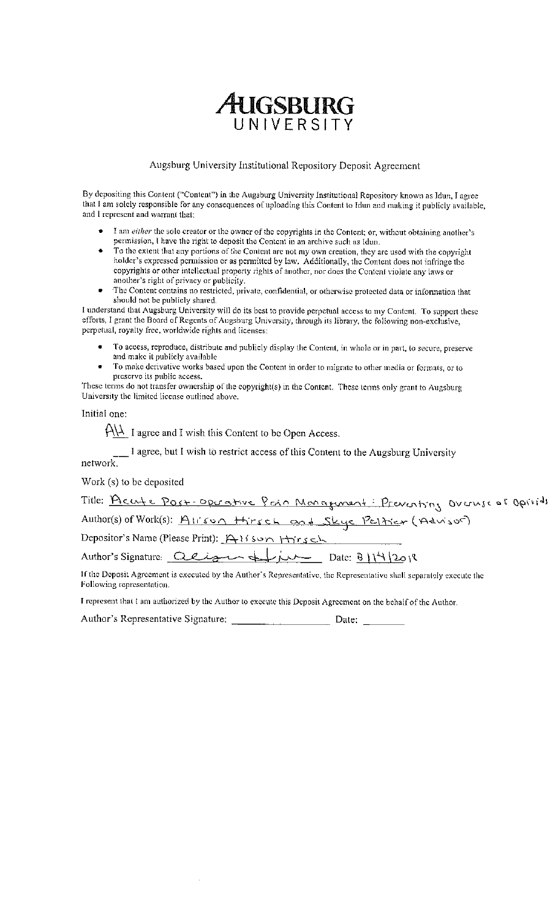# AUGSBURG UNIVERSITY

Augsburg University Institutional Repository Deposit Agreement

By depositing this Content ("Content") in the Augsburg University Institutional Repository known as Idun, I agree that I am solely responsible for any consequences of uploading this Content to Idun and making it publicly available, and I represent and warrant that:

- I am *either* the sole creator or the owner of the copyrights in the Content; or, without obtaining another's permission, I have the right to deposit the Content in an archive such as Idun.
- To the extent that any portions of the Content are not my own creation, they are used with the copyright holder's expressed permission or as permitted by law. Additionally, the Content does not infringe the copyrights or other intellectual property rights of another, nor does the Content violate any laws or another's right of privacy or publicity.
- The Content contains no restricted, private, confidential, or otherwise protected data or information that should not be publicly shared.

I understand that Augsburg University will do its best to provide perpetual access to my Content. To support these efforts, I grant the Board of Regents of Augsburg University, through its library, the following non-exclusive, perpetual, royalty free, worldwide rights and licenses:

- To access, reproduce, distribute and publicly display the Content, in whole or in part, to secure, preserve and make it publicly available
- To make derivative works based upon the Content in order to migrate to other media or formats, or to preserve its public access.

These terms do not transfer ownership of the copyright(s) in the Content. These terms only grant to Augsburg University the limited license outlined above.

Initial one:

AH I agree and I wish this Content to be Open Access.

___ I agree, but I wish to restrict access of this Content to the Augsburg University network.

Work (s) to be deposited

Title: Acute Post-operative Pain Management: Preventing Overuse of Opioids

Author(s) of Work(s): Allison Hirsch and Skye Peltier (Advisor)

Depositor's Name (Please Print): Allison Hirsch

Author's Signature: Allison Hirsch Date: 8/14/2018

If the Deposit Agreement is executed by the Author's Representative, the Representative shall separately execute the Following representation.

I represent that I am authorized by the Author to execute this Deposit Agreement on the behalf of the Author.

Author's Representative Signature: ____________ Date: ________